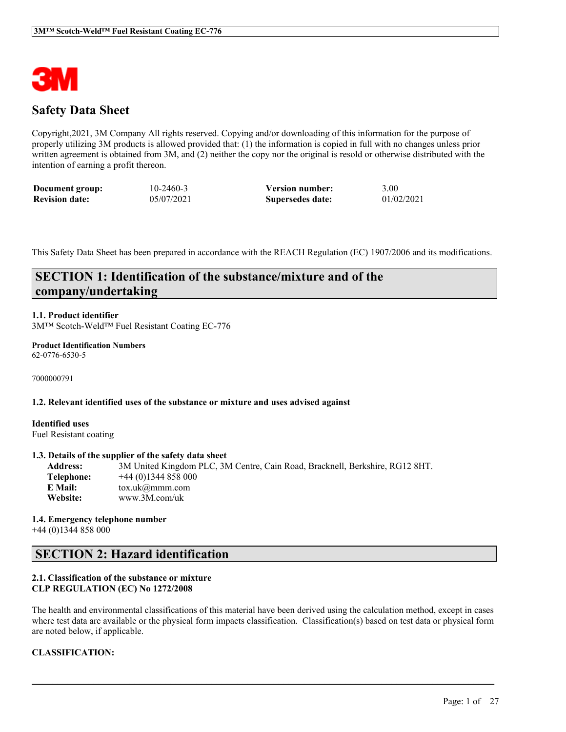# Safety Data Sheet

Copyright,2021, 3M Company All rights reserved. Copying and/or downloading of this information for the purpose of properly utilizing 3M products is allowed provided that: (1) the information is copied in full with no changes unless prior written agreement is obtained from 3M, and (2) neither the copy nor the original is resold or otherwise distributed with the intention of earning a profit thereon.

| | | | |
|---|---|---|---|
| **Document group:** | 10-2460-3 | **Version number:** | 3.00 |
| **Revision date:** | 05/07/2021 | **Supersedes date:** | 01/02/2021 |

This Safety Data Sheet has been prepared in accordance with the REACH Regulation (EC) 1907/2006 and its modifications.

## SECTION 1: Identification of the substance/mixture and of the company/undertaking

**1.1. Product identifier**
3M™ Scotch-Weld™ Fuel Resistant Coating EC-776

**Product Identification Numbers**
62-0776-6530-5

7000000791

**1.2. Relevant identified uses of the substance or mixture and uses advised against**

**Identified uses**
Fuel Resistant coating

**1.3. Details of the supplier of the safety data sheet**

| | |
|---|---|
| **Address:** | 3M United Kingdom PLC, 3M Centre, Cain Road, Bracknell, Berkshire, RG12 8HT. |
| **Telephone:** | +44 (0)1344 858 000 |
| **E Mail:** | tox.uk@mmm.com |
| **Website:** | www.3M.com/uk |

**1.4. Emergency telephone number**
+44 (0)1344 858 000

## SECTION 2: Hazard identification

**2.1. Classification of the substance or mixture**
**CLP REGULATION (EC) No 1272/2008**

The health and environmental classifications of this material have been derived using the calculation method, except in cases where test data are available or the physical form impacts classification. Classification(s) based on test data or physical form are noted below, if applicable.

**CLASSIFICATION:**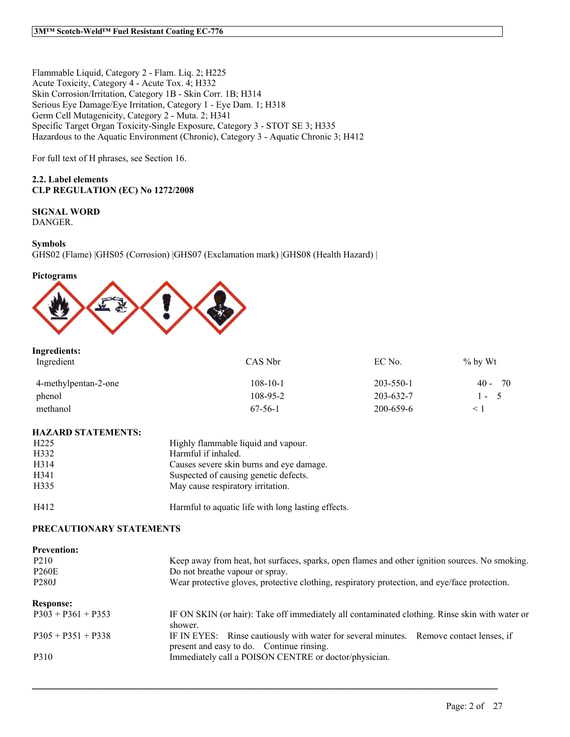Flammable Liquid, Category 2 - Flam. Liq. 2; H225
Acute Toxicity, Category 4 - Acute Tox. 4; H332
Skin Corrosion/Irritation, Category 1B - Skin Corr. 1B; H314
Serious Eye Damage/Eye Irritation, Category 1 - Eye Dam. 1; H318
Germ Cell Mutagenicity, Category 2 - Muta. 2; H341
Specific Target Organ Toxicity-Single Exposure, Category 3 - STOT SE 3; H335
Hazardous to the Aquatic Environment (Chronic), Category 3 - Aquatic Chronic 3; H412

For full text of H phrases, see Section 16.

**2.2. Label elements**
**CLP REGULATION (EC) No 1272/2008**

**SIGNAL WORD**
DANGER.

**Symbols**
GHS02 (Flame) |GHS05 (Corrosion) |GHS07 (Exclamation mark) |GHS08 (Health Hazard) |

**Pictograms**

**Ingredients:**

| Ingredient | CAS Nbr | EC No. | % by Wt |
|---|---|---|---|
| 4-methylpentan-2-one | 108-10-1 | 203-550-1 | 40 - 70 |
| phenol | 108-95-2 | 203-632-7 | 1 - 5 |
| methanol | 67-56-1 | 200-659-6 | < 1 |

**HAZARD STATEMENTS:**

| | |
|---|---|
| H225 | Highly flammable liquid and vapour. |
| H332 | Harmful if inhaled. |
| H314 | Causes severe skin burns and eye damage. |
| H341 | Suspected of causing genetic defects. |
| H335 | May cause respiratory irritation. |
| H412 | Harmful to aquatic life with long lasting effects. |

**PRECAUTIONARY STATEMENTS**

**Prevention:**

| | |
|---|---|
| P210 | Keep away from heat, hot surfaces, sparks, open flames and other ignition sources. No smoking. |
| P260E | Do not breathe vapour or spray. |
| P280J | Wear protective gloves, protective clothing, respiratory protection, and eye/face protection. |

**Response:**

| | |
|---|---|
| P303 + P361 + P353 | IF ON SKIN (or hair): Take off immediately all contaminated clothing. Rinse skin with water or shower. |
| P305 + P351 + P338 | IF IN EYES: Rinse cautiously with water for several minutes. Remove contact lenses, if present and easy to do. Continue rinsing. |
| P310 | Immediately call a POISON CENTRE or doctor/physician. |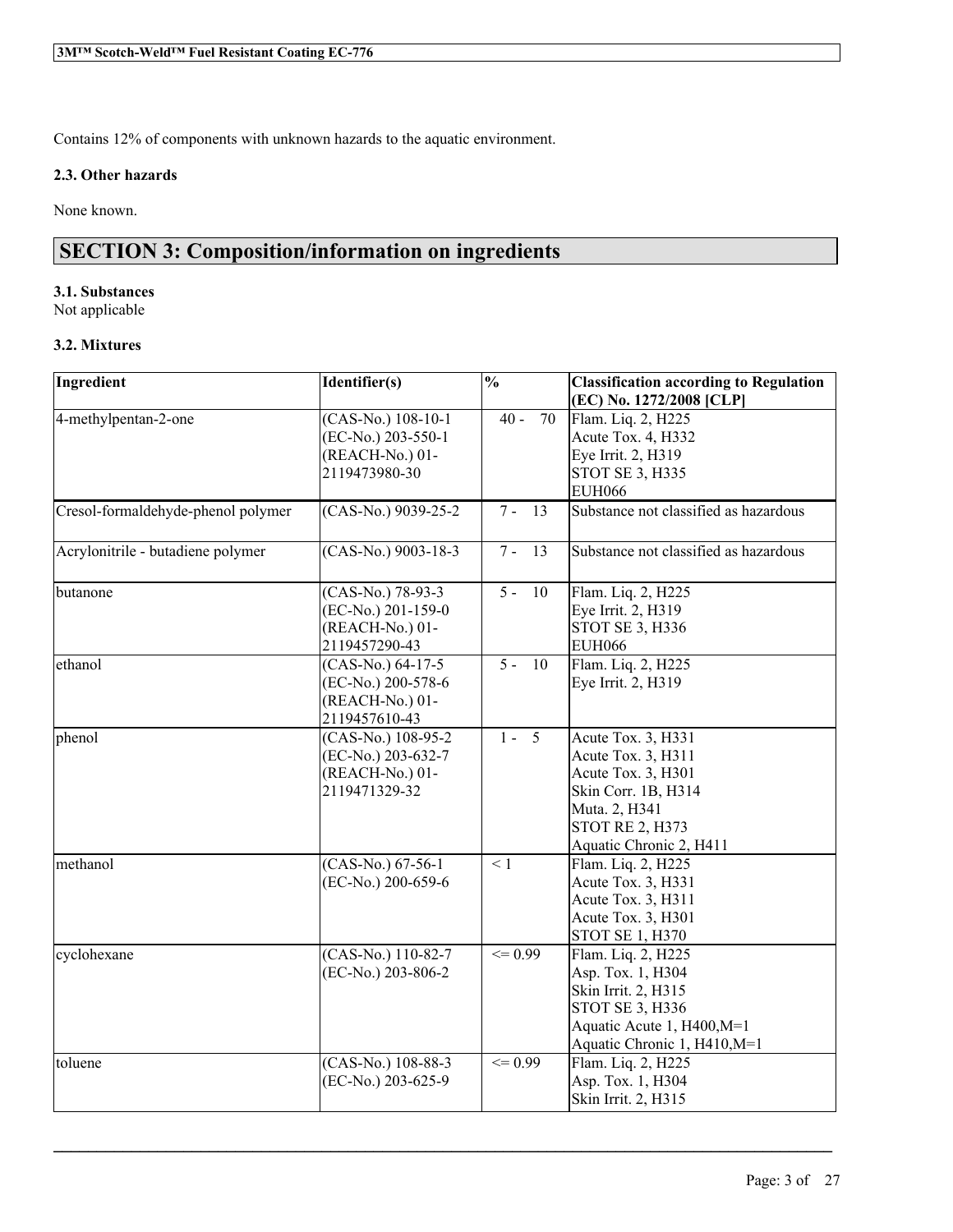Contains 12% of components with unknown hazards to the aquatic environment.

### 2.3. Other hazards

None known.

## SECTION 3: Composition/information on ingredients

### 3.1. Substances

Not applicable

### 3.2. Mixtures

| Ingredient | Identifier(s) | % | Classification according to Regulation (EC) No. 1272/2008 [CLP] |
|---|---|---|---|
| 4-methylpentan-2-one | (CAS-No.) 108-10-1<br>(EC-No.) 203-550-1<br>(REACH-No.) 01-2119473980-30 | 40 - 70 | Flam. Liq. 2, H225<br>Acute Tox. 4, H332<br>Eye Irrit. 2, H319<br>STOT SE 3, H335<br>EUH066 |
| Cresol-formaldehyde-phenol polymer | (CAS-No.) 9039-25-2 | 7 - 13 | Substance not classified as hazardous |
| Acrylonitrile - butadiene polymer | (CAS-No.) 9003-18-3 | 7 - 13 | Substance not classified as hazardous |
| butanone | (CAS-No.) 78-93-3<br>(EC-No.) 201-159-0<br>(REACH-No.) 01-2119457290-43 | 5 - 10 | Flam. Liq. 2, H225<br>Eye Irrit. 2, H319<br>STOT SE 3, H336<br>EUH066 |
| ethanol | (CAS-No.) 64-17-5<br>(EC-No.) 200-578-6<br>(REACH-No.) 01-2119457610-43 | 5 - 10 | Flam. Liq. 2, H225<br>Eye Irrit. 2, H319 |
| phenol | (CAS-No.) 108-95-2<br>(EC-No.) 203-632-7<br>(REACH-No.) 01-2119471329-32 | 1 - 5 | Acute Tox. 3, H331<br>Acute Tox. 3, H311<br>Acute Tox. 3, H301<br>Skin Corr. 1B, H314<br>Muta. 2, H341<br>STOT RE 2, H373<br>Aquatic Chronic 2, H411 |
| methanol | (CAS-No.) 67-56-1<br>(EC-No.) 200-659-6 | < 1 | Flam. Liq. 2, H225<br>Acute Tox. 3, H331<br>Acute Tox. 3, H311<br>Acute Tox. 3, H301<br>STOT SE 1, H370 |
| cyclohexane | (CAS-No.) 110-82-7<br>(EC-No.) 203-806-2 | <= 0.99 | Flam. Liq. 2, H225<br>Asp. Tox. 1, H304<br>Skin Irrit. 2, H315<br>STOT SE 3, H336<br>Aquatic Acute 1, H400,M=1<br>Aquatic Chronic 1, H410,M=1 |
| toluene | (CAS-No.) 108-88-3<br>(EC-No.) 203-625-9 | <= 0.99 | Flam. Liq. 2, H225<br>Asp. Tox. 1, H304<br>Skin Irrit. 2, H315 |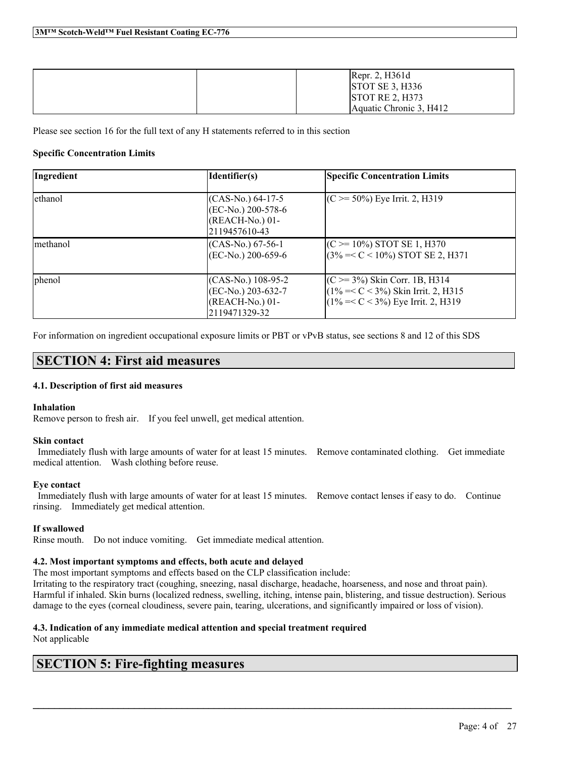| | | | Repr. 2, H361d<br>STOT SE 3, H336<br>STOT RE 2, H373<br>Aquatic Chronic 3, H412 |
|---|---|---|---|

Please see section 16 for the full text of any H statements referred to in this section

**Specific Concentration Limits**

| Ingredient | Identifier(s) | Specific Concentration Limits |
|---|---|---|
| ethanol | (CAS-No.) 64-17-5<br>(EC-No.) 200-578-6<br>(REACH-No.) 01-2119457610-43 | (C >= 50%) Eye Irrit. 2, H319 |
| methanol | (CAS-No.) 67-56-1<br>(EC-No.) 200-659-6 | (C >= 10%) STOT SE 1, H370<br>(3% =< C < 10%) STOT SE 2, H371 |
| phenol | (CAS-No.) 108-95-2<br>(EC-No.) 203-632-7<br>(REACH-No.) 01-2119471329-32 | (C >= 3%) Skin Corr. 1B, H314<br>(1% =< C < 3%) Skin Irrit. 2, H315<br>(1% =< C < 3%) Eye Irrit. 2, H319 |

For information on ingredient occupational exposure limits or PBT or vPvB status, see sections 8 and 12 of this SDS

## SECTION 4: First aid measures

### 4.1. Description of first aid measures

**Inhalation**
Remove person to fresh air. If you feel unwell, get medical attention.

**Skin contact**
Immediately flush with large amounts of water for at least 15 minutes. Remove contaminated clothing. Get immediate medical attention. Wash clothing before reuse.

**Eye contact**
Immediately flush with large amounts of water for at least 15 minutes. Remove contact lenses if easy to do. Continue rinsing. Immediately get medical attention.

**If swallowed**
Rinse mouth. Do not induce vomiting. Get immediate medical attention.

### 4.2. Most important symptoms and effects, both acute and delayed

The most important symptoms and effects based on the CLP classification include:
Irritating to the respiratory tract (coughing, sneezing, nasal discharge, headache, hoarseness, and nose and throat pain). Harmful if inhaled. Skin burns (localized redness, swelling, itching, intense pain, blistering, and tissue destruction). Serious damage to the eyes (corneal cloudiness, severe pain, tearing, ulcerations, and significantly impaired or loss of vision).

### 4.3. Indication of any immediate medical attention and special treatment required

Not applicable

## SECTION 5: Fire-fighting measures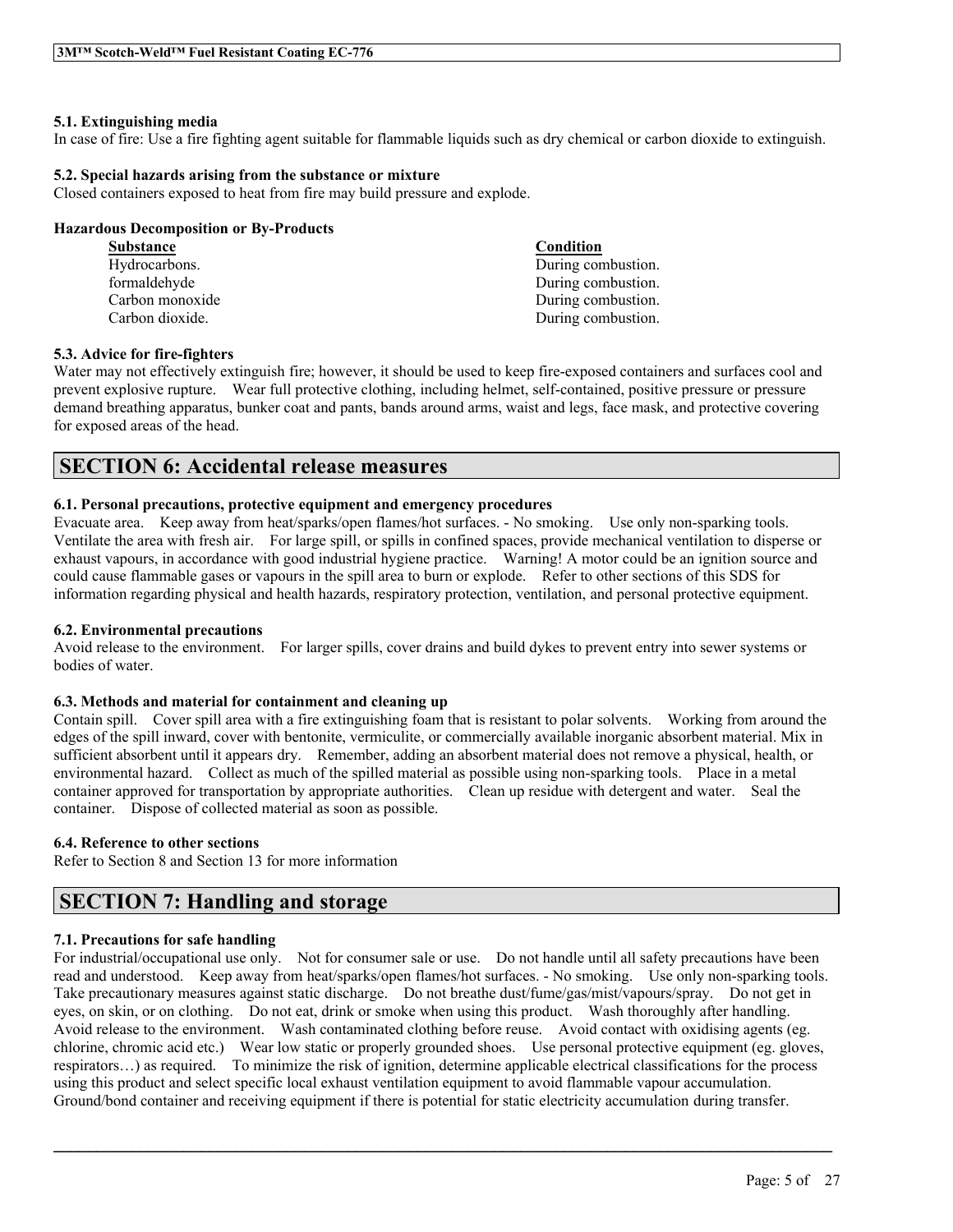### 5.1. Extinguishing media

In case of fire: Use a fire fighting agent suitable for flammable liquids such as dry chemical or carbon dioxide to extinguish.

### 5.2. Special hazards arising from the substance or mixture

Closed containers exposed to heat from fire may build pressure and explode.

**Hazardous Decomposition or By-Products**

| Substance | Condition |
| --- | --- |
| Hydrocarbons. | During combustion. |
| formaldehyde | During combustion. |
| Carbon monoxide | During combustion. |
| Carbon dioxide. | During combustion. |

### 5.3. Advice for fire-fighters

Water may not effectively extinguish fire; however, it should be used to keep fire-exposed containers and surfaces cool and prevent explosive rupture. Wear full protective clothing, including helmet, self-contained, positive pressure or pressure demand breathing apparatus, bunker coat and pants, bands around arms, waist and legs, face mask, and protective covering for exposed areas of the head.

## SECTION 6: Accidental release measures

### 6.1. Personal precautions, protective equipment and emergency procedures

Evacuate area. Keep away from heat/sparks/open flames/hot surfaces. - No smoking. Use only non-sparking tools. Ventilate the area with fresh air. For large spill, or spills in confined spaces, provide mechanical ventilation to disperse or exhaust vapours, in accordance with good industrial hygiene practice. Warning! A motor could be an ignition source and could cause flammable gases or vapours in the spill area to burn or explode. Refer to other sections of this SDS for information regarding physical and health hazards, respiratory protection, ventilation, and personal protective equipment.

### 6.2. Environmental precautions

Avoid release to the environment. For larger spills, cover drains and build dykes to prevent entry into sewer systems or bodies of water.

### 6.3. Methods and material for containment and cleaning up

Contain spill. Cover spill area with a fire extinguishing foam that is resistant to polar solvents. Working from around the edges of the spill inward, cover with bentonite, vermiculite, or commercially available inorganic absorbent material. Mix in sufficient absorbent until it appears dry. Remember, adding an absorbent material does not remove a physical, health, or environmental hazard. Collect as much of the spilled material as possible using non-sparking tools. Place in a metal container approved for transportation by appropriate authorities. Clean up residue with detergent and water. Seal the container. Dispose of collected material as soon as possible.

### 6.4. Reference to other sections

Refer to Section 8 and Section 13 for more information

## SECTION 7: Handling and storage

### 7.1. Precautions for safe handling

For industrial/occupational use only. Not for consumer sale or use. Do not handle until all safety precautions have been read and understood. Keep away from heat/sparks/open flames/hot surfaces. - No smoking. Use only non-sparking tools. Take precautionary measures against static discharge. Do not breathe dust/fume/gas/mist/vapours/spray. Do not get in eyes, on skin, or on clothing. Do not eat, drink or smoke when using this product. Wash thoroughly after handling. Avoid release to the environment. Wash contaminated clothing before reuse. Avoid contact with oxidising agents (eg. chlorine, chromic acid etc.) Wear low static or properly grounded shoes. Use personal protective equipment (eg. gloves, respirators…) as required. To minimize the risk of ignition, determine applicable electrical classifications for the process using this product and select specific local exhaust ventilation equipment to avoid flammable vapour accumulation. Ground/bond container and receiving equipment if there is potential for static electricity accumulation during transfer.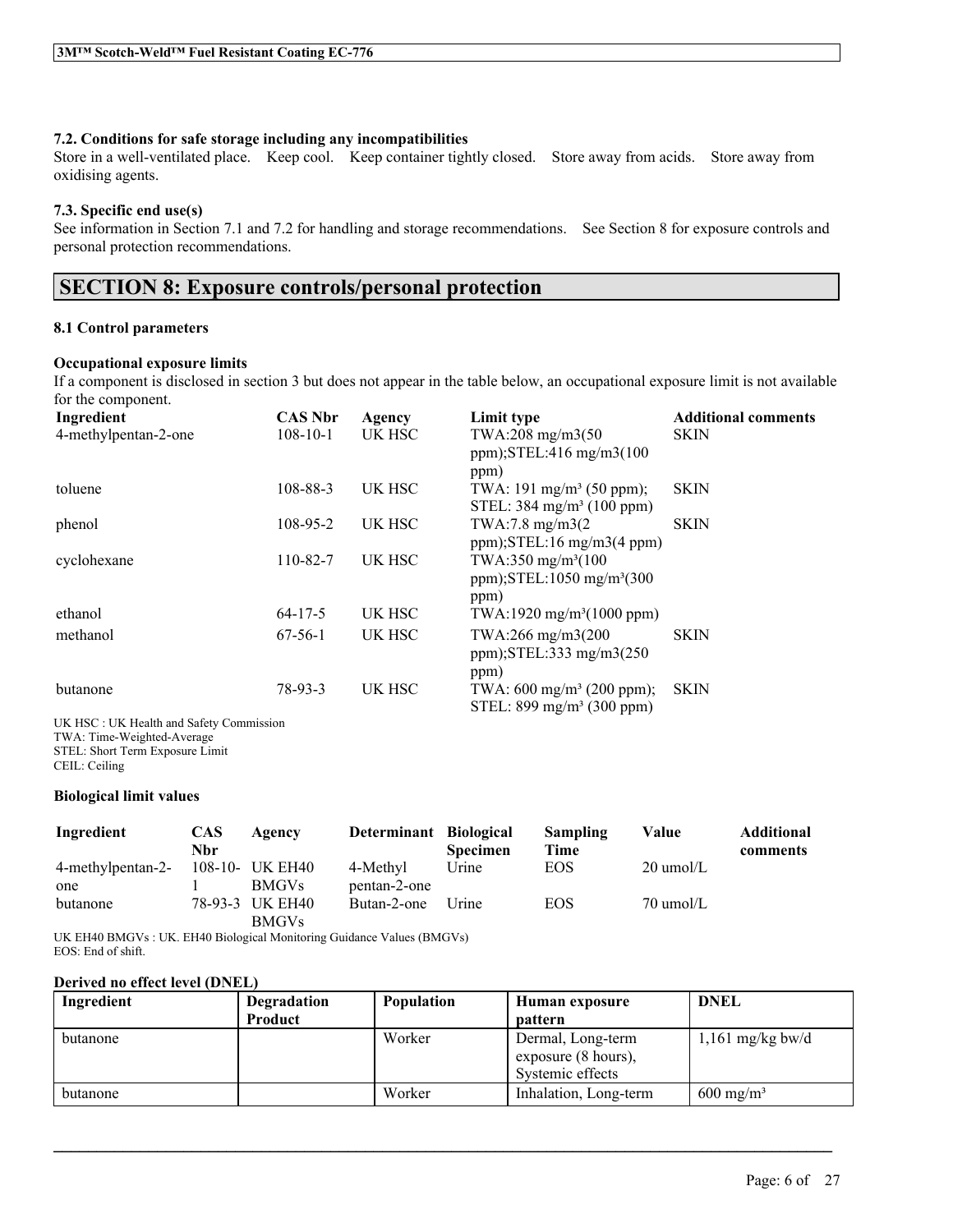### 7.2. Conditions for safe storage including any incompatibilities

Store in a well-ventilated place. Keep cool. Keep container tightly closed. Store away from acids. Store away from oxidising agents.

### 7.3. Specific end use(s)

See information in Section 7.1 and 7.2 for handling and storage recommendations. See Section 8 for exposure controls and personal protection recommendations.

## SECTION 8: Exposure controls/personal protection

### 8.1 Control parameters

**Occupational exposure limits**

If a component is disclosed in section 3 but does not appear in the table below, an occupational exposure limit is not available for the component.

| Ingredient | CAS Nbr | Agency | Limit type | Additional comments |
|---|---|---|---|---|
| 4-methylpentan-2-one | 108-10-1 | UK HSC | TWA:208 mg/m3(50 ppm);STEL:416 mg/m3(100 ppm) | SKIN |
| toluene | 108-88-3 | UK HSC | TWA: 191 mg/m³ (50 ppm); STEL: 384 mg/m³ (100 ppm) | SKIN |
| phenol | 108-95-2 | UK HSC | TWA:7.8 mg/m3(2 ppm);STEL:16 mg/m3(4 ppm) | SKIN |
| cyclohexane | 110-82-7 | UK HSC | TWA:350 mg/m³(100 ppm);STEL:1050 mg/m³(300 ppm) | |
| ethanol | 64-17-5 | UK HSC | TWA:1920 mg/m³(1000 ppm) | |
| methanol | 67-56-1 | UK HSC | TWA:266 mg/m3(200 ppm);STEL:333 mg/m3(250 ppm) | SKIN |
| butanone | 78-93-3 | UK HSC | TWA: 600 mg/m³ (200 ppm); STEL: 899 mg/m³ (300 ppm) | SKIN |

UK HSC : UK Health and Safety Commission
TWA: Time-Weighted-Average
STEL: Short Term Exposure Limit
CEIL: Ceiling

**Biological limit values**

| Ingredient | CAS Nbr | Agency | Determinant | Biological Specimen | Sampling Time | Value | Additional comments |
|---|---|---|---|---|---|---|---|
| 4-methylpentan-2-one | 108-10-1 | UK EH40 BMGVs | 4-Methyl pentan-2-one | Urine | EOS | 20 umol/L | |
| butanone | 78-93-3 | UK EH40 BMGVs | Butan-2-one | Urine | EOS | 70 umol/L | |

UK EH40 BMGVs : UK. EH40 Biological Monitoring Guidance Values (BMGVs)
EOS: End of shift.

**Derived no effect level (DNEL)**

| Ingredient | Degradation Product | Population | Human exposure pattern | DNEL |
|---|---|---|---|---|
| butanone | | Worker | Dermal, Long-term exposure (8 hours), Systemic effects | 1,161 mg/kg bw/d |
| butanone | | Worker | Inhalation, Long-term | 600 mg/m³ |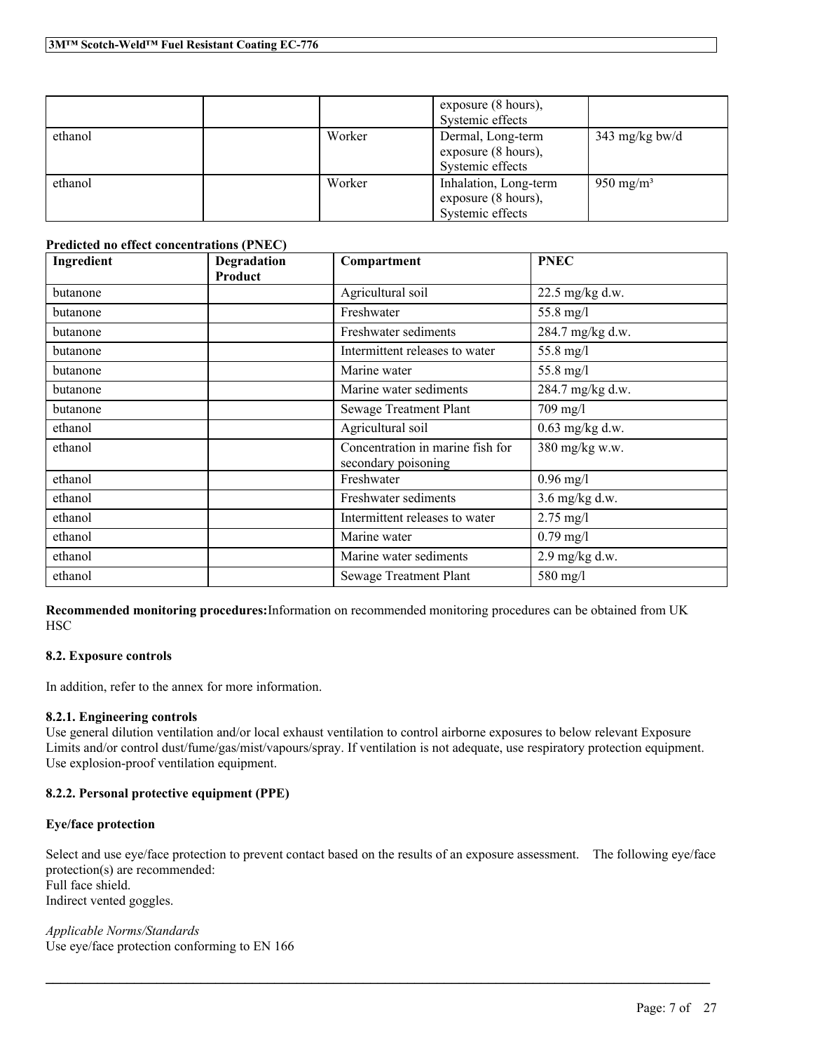| | | | exposure (8 hours), Systemic effects | |
|---|---|---|---|---|
| ethanol | | Worker | Dermal, Long-term exposure (8 hours), Systemic effects | 343 mg/kg bw/d |
| ethanol | | Worker | Inhalation, Long-term exposure (8 hours), Systemic effects | 950 mg/m³ |

**Predicted no effect concentrations (PNEC)**

| Ingredient | Degradation Product | Compartment | PNEC |
|---|---|---|---|
| butanone | | Agricultural soil | 22.5 mg/kg d.w. |
| butanone | | Freshwater | 55.8 mg/l |
| butanone | | Freshwater sediments | 284.7 mg/kg d.w. |
| butanone | | Intermittent releases to water | 55.8 mg/l |
| butanone | | Marine water | 55.8 mg/l |
| butanone | | Marine water sediments | 284.7 mg/kg d.w. |
| butanone | | Sewage Treatment Plant | 709 mg/l |
| ethanol | | Agricultural soil | 0.63 mg/kg d.w. |
| ethanol | | Concentration in marine fish for secondary poisoning | 380 mg/kg w.w. |
| ethanol | | Freshwater | 0.96 mg/l |
| ethanol | | Freshwater sediments | 3.6 mg/kg d.w. |
| ethanol | | Intermittent releases to water | 2.75 mg/l |
| ethanol | | Marine water | 0.79 mg/l |
| ethanol | | Marine water sediments | 2.9 mg/kg d.w. |
| ethanol | | Sewage Treatment Plant | 580 mg/l |

**Recommended monitoring procedures:**Information on recommended monitoring procedures can be obtained from UK HSC

#### 8.2. Exposure controls

In addition, refer to the annex for more information.

#### 8.2.1. Engineering controls

Use general dilution ventilation and/or local exhaust ventilation to control airborne exposures to below relevant Exposure Limits and/or control dust/fume/gas/mist/vapours/spray. If ventilation is not adequate, use respiratory protection equipment. Use explosion-proof ventilation equipment.

#### 8.2.2. Personal protective equipment (PPE)

**Eye/face protection**

Select and use eye/face protection to prevent contact based on the results of an exposure assessment. The following eye/face protection(s) are recommended:
Full face shield.
Indirect vented goggles.

*Applicable Norms/Standards*
Use eye/face protection conforming to EN 166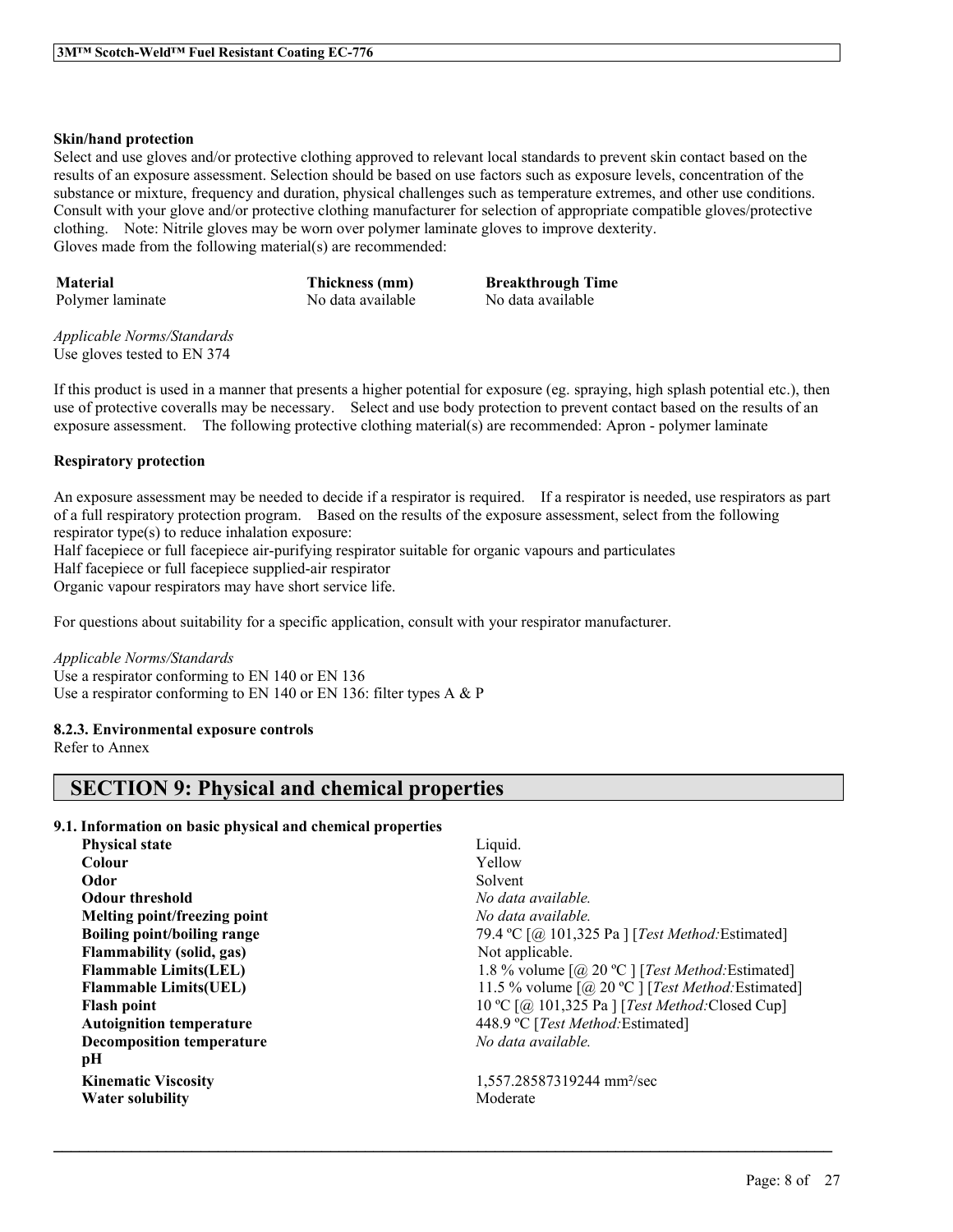**Skin/hand protection**

Select and use gloves and/or protective clothing approved to relevant local standards to prevent skin contact based on the results of an exposure assessment. Selection should be based on use factors such as exposure levels, concentration of the substance or mixture, frequency and duration, physical challenges such as temperature extremes, and other use conditions. Consult with your glove and/or protective clothing manufacturer for selection of appropriate compatible gloves/protective clothing.   Note: Nitrile gloves may be worn over polymer laminate gloves to improve dexterity.
Gloves made from the following material(s) are recommended:

| Material | Thickness (mm) | Breakthrough Time |
|---|---|---|
| Polymer laminate | No data available | No data available |

*Applicable Norms/Standards*
Use gloves tested to EN 374

If this product is used in a manner that presents a higher potential for exposure (eg. spraying, high splash potential etc.), then use of protective coveralls may be necessary.   Select and use body protection to prevent contact based on the results of an exposure assessment.   The following protective clothing material(s) are recommended: Apron - polymer laminate

**Respiratory protection**

An exposure assessment may be needed to decide if a respirator is required.   If a respirator is needed, use respirators as part of a full respiratory protection program.   Based on the results of the exposure assessment, select from the following respirator type(s) to reduce inhalation exposure:
Half facepiece or full facepiece air-purifying respirator suitable for organic vapours and particulates
Half facepiece or full facepiece supplied-air respirator
Organic vapour respirators may have short service life.

For questions about suitability for a specific application, consult with your respirator manufacturer.

*Applicable Norms/Standards*
Use a respirator conforming to EN 140 or EN 136
Use a respirator conforming to EN 140 or EN 136: filter types A & P

**8.2.3. Environmental exposure controls**
Refer to Annex

## SECTION 9: Physical and chemical properties

**9.1. Information on basic physical and chemical properties**

| | |
|---|---|
| **Physical state** | Liquid. |
| **Colour** | Yellow |
| **Odor** | Solvent |
| **Odour threshold** | *No data available.* |
| **Melting point/freezing point** | *No data available.* |
| **Boiling point/boiling range** | 79.4 ºC [@ 101,325 Pa ] [*Test Method:*Estimated] |
| **Flammability (solid, gas)** | Not applicable. |
| **Flammable Limits(LEL)** | 1.8 % volume [@ 20 ºC ] [*Test Method:*Estimated] |
| **Flammable Limits(UEL)** | 11.5 % volume [@ 20 ºC ] [*Test Method:*Estimated] |
| **Flash point** | 10 ºC [@ 101,325 Pa ] [*Test Method:*Closed Cup] |
| **Autoignition temperature** | 448.9 ºC [*Test Method:*Estimated] |
| **Decomposition temperature** | *No data available.* |
| **pH** | |
| **Kinematic Viscosity** | 1,557.28587319244 mm²/sec |
| **Water solubility** | Moderate |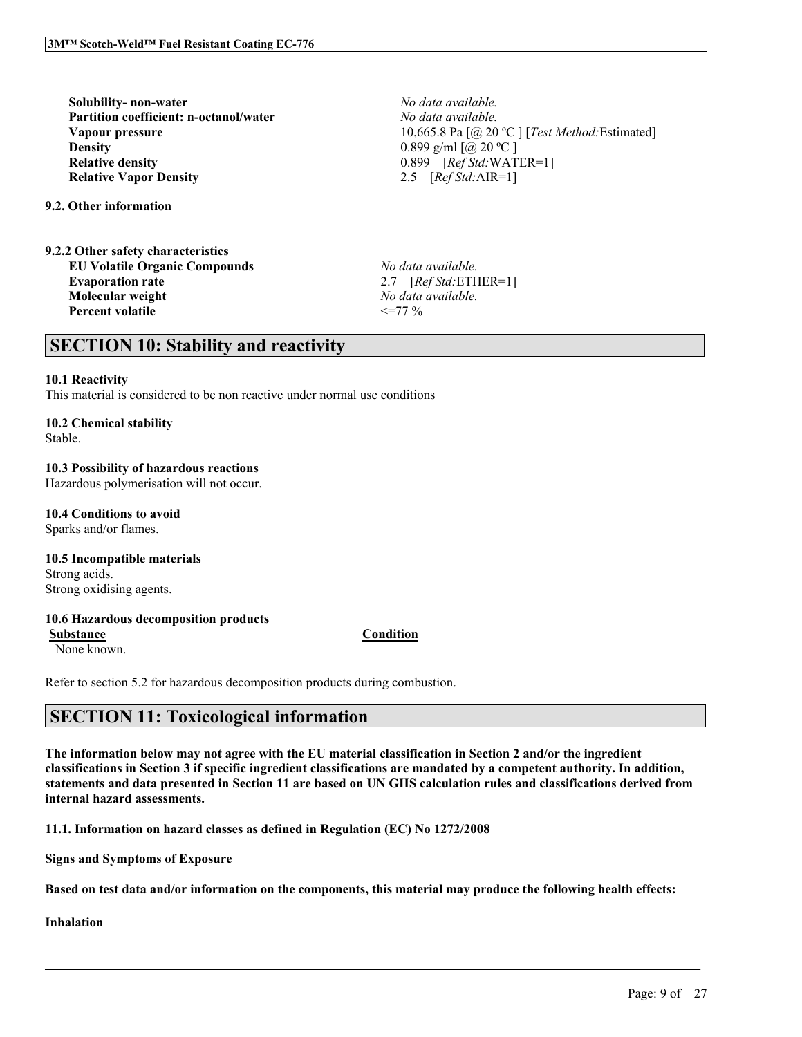| | |
|---|---|
| **Solubility- non-water** | *No data available.* |
| **Partition coefficient: n-octanol/water** | *No data available.* |
| **Vapour pressure** | 10,665.8 Pa [@ 20 ºC ] [*Test Method:*Estimated] |
| **Density** | 0.899 g/ml [@ 20 ºC ] |
| **Relative density** | 0.899 [*Ref Std:*WATER=1] |
| **Relative Vapor Density** | 2.5 [*Ref Std:*AIR=1] |

**9.2. Other information**

**9.2.2 Other safety characteristics**

| | |
|---|---|
| **EU Volatile Organic Compounds** | *No data available.* |
| **Evaporation rate** | 2.7 [*Ref Std:*ETHER=1] |
| **Molecular weight** | *No data available.* |
| **Percent volatile** | <=77 % |

## SECTION 10: Stability and reactivity

**10.1 Reactivity**
This material is considered to be non reactive under normal use conditions

**10.2 Chemical stability**
Stable.

**10.3 Possibility of hazardous reactions**
Hazardous polymerisation will not occur.

**10.4 Conditions to avoid**
Sparks and/or flames.

**10.5 Incompatible materials**
Strong acids.
Strong oxidising agents.

**10.6 Hazardous decomposition products**

| Substance | Condition |
|---|---|
| None known. | |

Refer to section 5.2 for hazardous decomposition products during combustion.

## SECTION 11: Toxicological information

**The information below may not agree with the EU material classification in Section 2 and/or the ingredient classifications in Section 3 if specific ingredient classifications are mandated by a competent authority. In addition, statements and data presented in Section 11 are based on UN GHS calculation rules and classifications derived from internal hazard assessments.**

**11.1. Information on hazard classes as defined in Regulation (EC) No 1272/2008**

**Signs and Symptoms of Exposure**

**Based on test data and/or information on the components, this material may produce the following health effects:**

**Inhalation**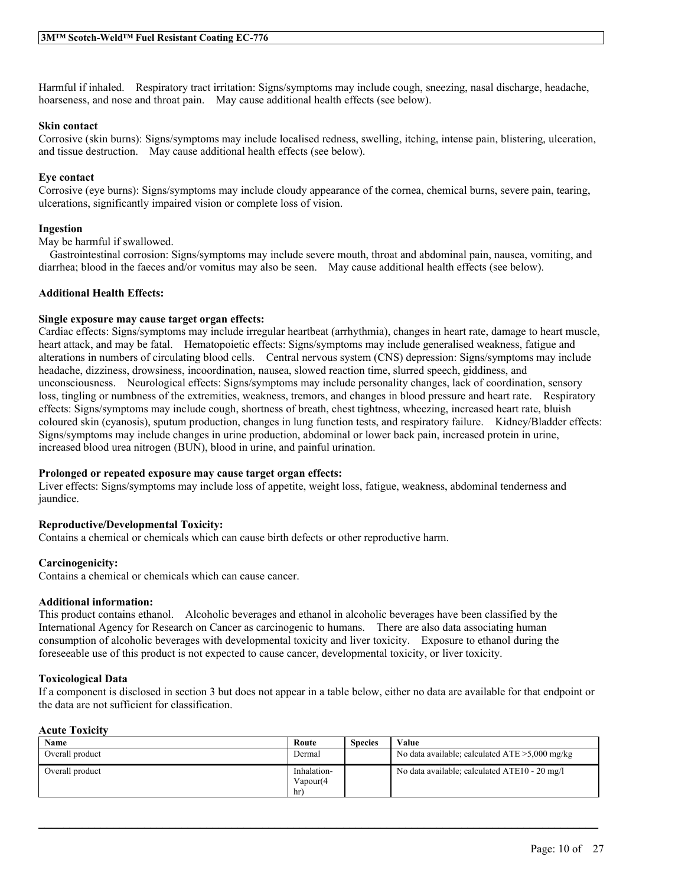Harmful if inhaled. Respiratory tract irritation: Signs/symptoms may include cough, sneezing, nasal discharge, headache, hoarseness, and nose and throat pain. May cause additional health effects (see below).

**Skin contact**

Corrosive (skin burns): Signs/symptoms may include localised redness, swelling, itching, intense pain, blistering, ulceration, and tissue destruction. May cause additional health effects (see below).

**Eye contact**

Corrosive (eye burns): Signs/symptoms may include cloudy appearance of the cornea, chemical burns, severe pain, tearing, ulcerations, significantly impaired vision or complete loss of vision.

**Ingestion**

May be harmful if swallowed.

Gastrointestinal corrosion: Signs/symptoms may include severe mouth, throat and abdominal pain, nausea, vomiting, and diarrhea; blood in the faeces and/or vomitus may also be seen. May cause additional health effects (see below).

**Additional Health Effects:**

**Single exposure may cause target organ effects:**

Cardiac effects: Signs/symptoms may include irregular heartbeat (arrhythmia), changes in heart rate, damage to heart muscle, heart attack, and may be fatal. Hematopoietic effects: Signs/symptoms may include generalised weakness, fatigue and alterations in numbers of circulating blood cells. Central nervous system (CNS) depression: Signs/symptoms may include headache, dizziness, drowsiness, incoordination, nausea, slowed reaction time, slurred speech, giddiness, and unconsciousness. Neurological effects: Signs/symptoms may include personality changes, lack of coordination, sensory loss, tingling or numbness of the extremities, weakness, tremors, and changes in blood pressure and heart rate. Respiratory effects: Signs/symptoms may include cough, shortness of breath, chest tightness, wheezing, increased heart rate, bluish coloured skin (cyanosis), sputum production, changes in lung function tests, and respiratory failure. Kidney/Bladder effects: Signs/symptoms may include changes in urine production, abdominal or lower back pain, increased protein in urine, increased blood urea nitrogen (BUN), blood in urine, and painful urination.

**Prolonged or repeated exposure may cause target organ effects:**

Liver effects: Signs/symptoms may include loss of appetite, weight loss, fatigue, weakness, abdominal tenderness and jaundice.

**Reproductive/Developmental Toxicity:**

Contains a chemical or chemicals which can cause birth defects or other reproductive harm.

**Carcinogenicity:**

Contains a chemical or chemicals which can cause cancer.

**Additional information:**

This product contains ethanol. Alcoholic beverages and ethanol in alcoholic beverages have been classified by the International Agency for Research on Cancer as carcinogenic to humans. There are also data associating human consumption of alcoholic beverages with developmental toxicity and liver toxicity. Exposure to ethanol during the foreseeable use of this product is not expected to cause cancer, developmental toxicity, or liver toxicity.

**Toxicological Data**

If a component is disclosed in section 3 but does not appear in a table below, either no data are available for that endpoint or the data are not sufficient for classification.

**Acute Toxicity**

| Name | Route | Species | Value |
|---|---|---|---|
| Overall product | Dermal | | No data available; calculated ATE >5,000 mg/kg |
| Overall product | Inhalation-Vapour(4 hr) | | No data available; calculated ATE10 - 20 mg/l |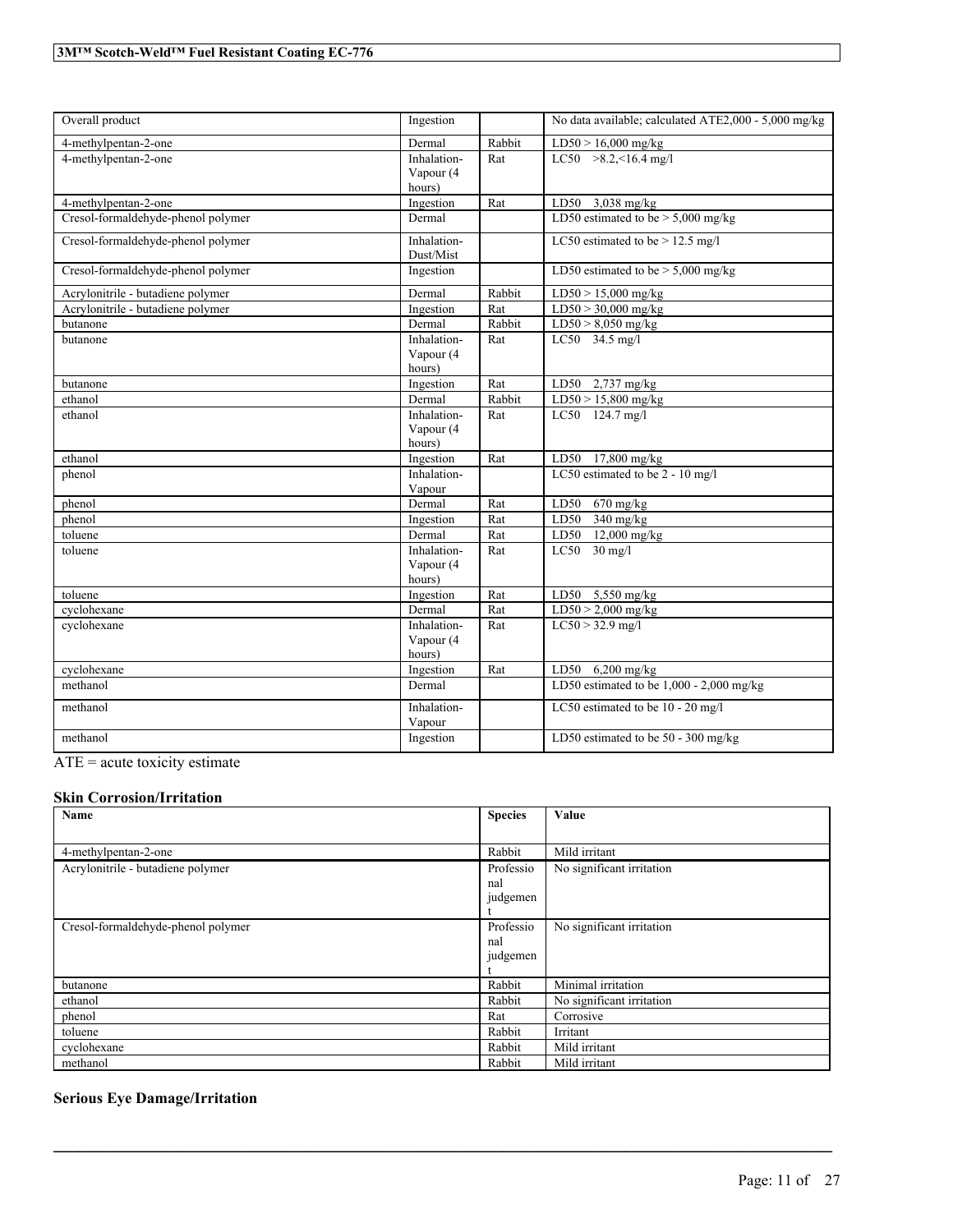| Overall product | Ingestion | | No data available; calculated ATE2,000 - 5,000 mg/kg |
|---|---|---|---|
| 4-methylpentan-2-one | Dermal | Rabbit | LD50 > 16,000 mg/kg |
| 4-methylpentan-2-one | Inhalation-Vapour (4 hours) | Rat | LC50 >8.2,<16.4 mg/l |
| 4-methylpentan-2-one | Ingestion | Rat | LD50 3,038 mg/kg |
| Cresol-formaldehyde-phenol polymer | Dermal | | LD50 estimated to be > 5,000 mg/kg |
| Cresol-formaldehyde-phenol polymer | Inhalation-Dust/Mist | | LC50 estimated to be > 12.5 mg/l |
| Cresol-formaldehyde-phenol polymer | Ingestion | | LD50 estimated to be > 5,000 mg/kg |
| Acrylonitrile - butadiene polymer | Dermal | Rabbit | LD50 > 15,000 mg/kg |
| Acrylonitrile - butadiene polymer | Ingestion | Rat | LD50 > 30,000 mg/kg |
| butanone | Dermal | Rabbit | LD50 > 8,050 mg/kg |
| butanone | Inhalation-Vapour (4 hours) | Rat | LC50 34.5 mg/l |
| butanone | Ingestion | Rat | LD50 2,737 mg/kg |
| ethanol | Dermal | Rabbit | LD50 > 15,800 mg/kg |
| ethanol | Inhalation-Vapour (4 hours) | Rat | LC50 124.7 mg/l |
| ethanol | Ingestion | Rat | LD50 17,800 mg/kg |
| phenol | Inhalation-Vapour | | LC50 estimated to be 2 - 10 mg/l |
| phenol | Dermal | Rat | LD50 670 mg/kg |
| phenol | Ingestion | Rat | LD50 340 mg/kg |
| toluene | Dermal | Rat | LD50 12,000 mg/kg |
| toluene | Inhalation-Vapour (4 hours) | Rat | LC50 30 mg/l |
| toluene | Ingestion | Rat | LD50 5,550 mg/kg |
| cyclohexane | Dermal | Rat | LD50 > 2,000 mg/kg |
| cyclohexane | Inhalation-Vapour (4 hours) | Rat | LC50 > 32.9 mg/l |
| cyclohexane | Ingestion | Rat | LD50 6,200 mg/kg |
| methanol | Dermal | | LD50 estimated to be 1,000 - 2,000 mg/kg |
| methanol | Inhalation-Vapour | | LC50 estimated to be 10 - 20 mg/l |
| methanol | Ingestion | | LD50 estimated to be 50 - 300 mg/kg |

ATE = acute toxicity estimate

### Skin Corrosion/Irritation

| Name | Species | Value |
|---|---|---|
| 4-methylpentan-2-one | Rabbit | Mild irritant |
| Acrylonitrile - butadiene polymer | Professional judgement | No significant irritation |
| Cresol-formaldehyde-phenol polymer | Professional judgement | No significant irritation |
| butanone | Rabbit | Minimal irritation |
| ethanol | Rabbit | No significant irritation |
| phenol | Rat | Corrosive |
| toluene | Rabbit | Irritant |
| cyclohexane | Rabbit | Mild irritant |
| methanol | Rabbit | Mild irritant |

### Serious Eye Damage/Irritation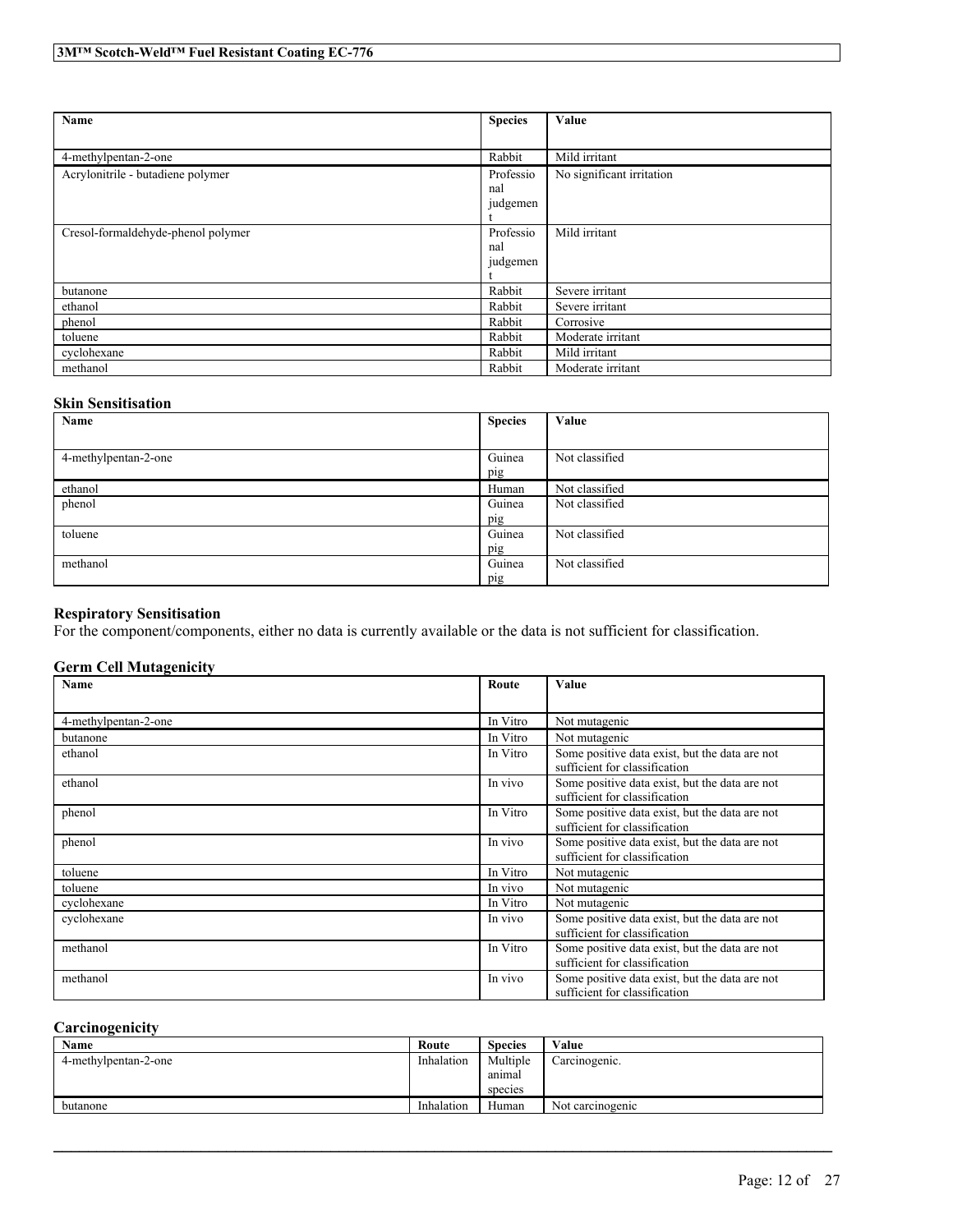| Name | Species | Value |
| --- | --- | --- |
| 4-methylpentan-2-one | Rabbit | Mild irritant |
| Acrylonitrile - butadiene polymer | Professional judgement | No significant irritation |
| Cresol-formaldehyde-phenol polymer | Professional judgement | Mild irritant |
| butanone | Rabbit | Severe irritant |
| ethanol | Rabbit | Severe irritant |
| phenol | Rabbit | Corrosive |
| toluene | Rabbit | Moderate irritant |
| cyclohexane | Rabbit | Mild irritant |
| methanol | Rabbit | Moderate irritant |

### Skin Sensitisation

| Name | Species | Value |
| --- | --- | --- |
| 4-methylpentan-2-one | Guinea pig | Not classified |
| ethanol | Human | Not classified |
| phenol | Guinea pig | Not classified |
| toluene | Guinea pig | Not classified |
| methanol | Guinea pig | Not classified |

### Respiratory Sensitisation

For the component/components, either no data is currently available or the data is not sufficient for classification.

### Germ Cell Mutagenicity

| Name | Route | Value |
| --- | --- | --- |
| 4-methylpentan-2-one | In Vitro | Not mutagenic |
| butanone | In Vitro | Not mutagenic |
| ethanol | In Vitro | Some positive data exist, but the data are not sufficient for classification |
| ethanol | In vivo | Some positive data exist, but the data are not sufficient for classification |
| phenol | In Vitro | Some positive data exist, but the data are not sufficient for classification |
| phenol | In vivo | Some positive data exist, but the data are not sufficient for classification |
| toluene | In Vitro | Not mutagenic |
| toluene | In vivo | Not mutagenic |
| cyclohexane | In Vitro | Not mutagenic |
| cyclohexane | In vivo | Some positive data exist, but the data are not sufficient for classification |
| methanol | In Vitro | Some positive data exist, but the data are not sufficient for classification |
| methanol | In vivo | Some positive data exist, but the data are not sufficient for classification |

### Carcinogenicity

| Name | Route | Species | Value |
| --- | --- | --- | --- |
| 4-methylpentan-2-one | Inhalation | Multiple animal species | Carcinogenic. |
| butanone | Inhalation | Human | Not carcinogenic |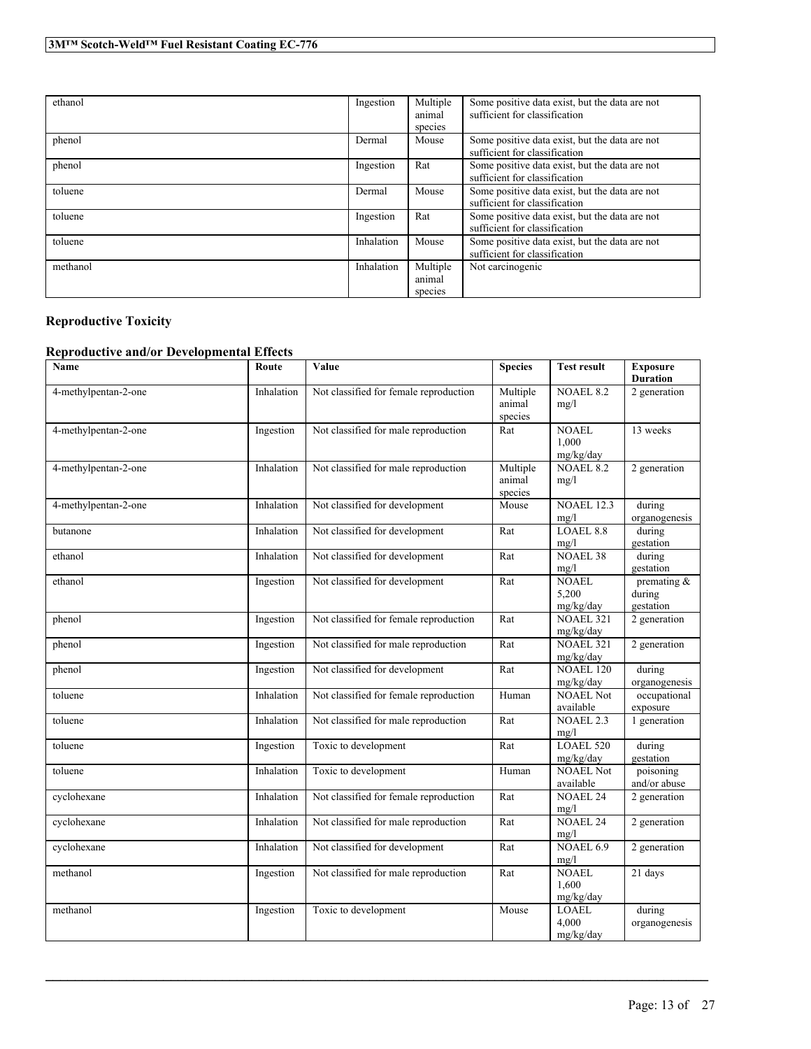| ethanol | Ingestion | Multiple animal species | Some positive data exist, but the data are not sufficient for classification |
| --- | --- | --- | --- |
| phenol | Dermal | Mouse | Some positive data exist, but the data are not sufficient for classification |
| phenol | Ingestion | Rat | Some positive data exist, but the data are not sufficient for classification |
| toluene | Dermal | Mouse | Some positive data exist, but the data are not sufficient for classification |
| toluene | Ingestion | Rat | Some positive data exist, but the data are not sufficient for classification |
| toluene | Inhalation | Mouse | Some positive data exist, but the data are not sufficient for classification |
| methanol | Inhalation | Multiple animal species | Not carcinogenic |

## Reproductive Toxicity

### Reproductive and/or Developmental Effects

| Name | Route | Value | Species | Test result | Exposure Duration |
| --- | --- | --- | --- | --- | --- |
| 4-methylpentan-2-one | Inhalation | Not classified for female reproduction | Multiple animal species | NOAEL 8.2 mg/l | 2 generation |
| 4-methylpentan-2-one | Ingestion | Not classified for male reproduction | Rat | NOAEL 1,000 mg/kg/day | 13 weeks |
| 4-methylpentan-2-one | Inhalation | Not classified for male reproduction | Multiple animal species | NOAEL 8.2 mg/l | 2 generation |
| 4-methylpentan-2-one | Inhalation | Not classified for development | Mouse | NOAEL 12.3 mg/l | during organogenesis |
| butanone | Inhalation | Not classified for development | Rat | LOAEL 8.8 mg/l | during gestation |
| ethanol | Inhalation | Not classified for development | Rat | NOAEL 38 mg/l | during gestation |
| ethanol | Ingestion | Not classified for development | Rat | NOAEL 5,200 mg/kg/day | premating & during gestation |
| phenol | Ingestion | Not classified for female reproduction | Rat | NOAEL 321 mg/kg/day | 2 generation |
| phenol | Ingestion | Not classified for male reproduction | Rat | NOAEL 321 mg/kg/day | 2 generation |
| phenol | Ingestion | Not classified for development | Rat | NOAEL 120 mg/kg/day | during organogenesis |
| toluene | Inhalation | Not classified for female reproduction | Human | NOAEL Not available | occupational exposure |
| toluene | Inhalation | Not classified for male reproduction | Rat | NOAEL 2.3 mg/l | 1 generation |
| toluene | Ingestion | Toxic to development | Rat | LOAEL 520 mg/kg/day | during gestation |
| toluene | Inhalation | Toxic to development | Human | NOAEL Not available | poisoning and/or abuse |
| cyclohexane | Inhalation | Not classified for female reproduction | Rat | NOAEL 24 mg/l | 2 generation |
| cyclohexane | Inhalation | Not classified for male reproduction | Rat | NOAEL 24 mg/l | 2 generation |
| cyclohexane | Inhalation | Not classified for development | Rat | NOAEL 6.9 mg/l | 2 generation |
| methanol | Ingestion | Not classified for male reproduction | Rat | NOAEL 1,600 mg/kg/day | 21 days |
| methanol | Ingestion | Toxic to development | Mouse | LOAEL 4,000 mg/kg/day | during organogenesis |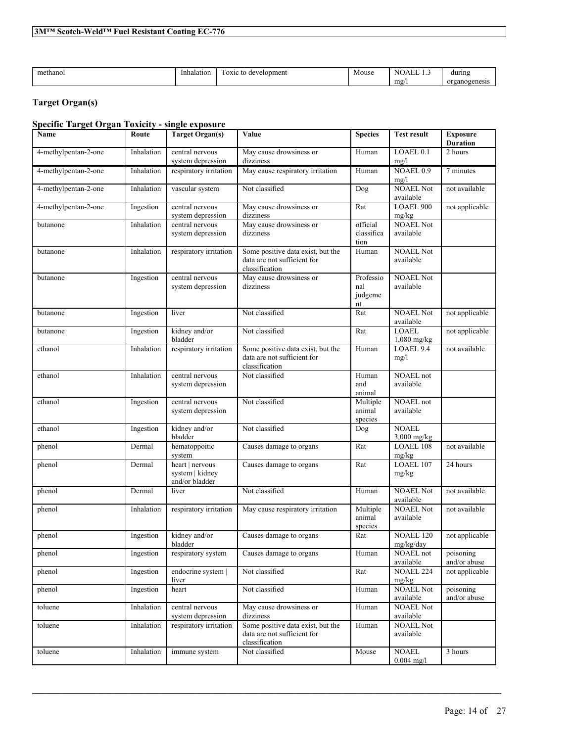| methanol | Inhalation | Toxic to development | Mouse | NOAEL 1.3 mg/l | during organogenesis |
|---|---|---|---|---|---|

## Target Organ(s)

### Specific Target Organ Toxicity - single exposure

| Name | Route | Target Organ(s) | Value | Species | Test result | Exposure Duration |
|---|---|---|---|---|---|---|
| 4-methylpentan-2-one | Inhalation | central nervous system depression | May cause drowsiness or dizziness | Human | LOAEL 0.1 mg/l | 2 hours |
| 4-methylpentan-2-one | Inhalation | respiratory irritation | May cause respiratory irritation | Human | NOAEL 0.9 mg/l | 7 minutes |
| 4-methylpentan-2-one | Inhalation | vascular system | Not classified | Dog | NOAEL Not available | not available |
| 4-methylpentan-2-one | Ingestion | central nervous system depression | May cause drowsiness or dizziness | Rat | LOAEL 900 mg/kg | not applicable |
| butanone | Inhalation | central nervous system depression | May cause drowsiness or dizziness | official classification | NOAEL Not available | |
| butanone | Inhalation | respiratory irritation | Some positive data exist, but the data are not sufficient for classification | Human | NOAEL Not available | |
| butanone | Ingestion | central nervous system depression | May cause drowsiness or dizziness | Professional judgement | NOAEL Not available | |
| butanone | Ingestion | liver | Not classified | Rat | NOAEL Not available | not applicable |
| butanone | Ingestion | kidney and/or bladder | Not classified | Rat | LOAEL 1,080 mg/kg | not applicable |
| ethanol | Inhalation | respiratory irritation | Some positive data exist, but the data are not sufficient for classification | Human | LOAEL 9.4 mg/l | not available |
| ethanol | Inhalation | central nervous system depression | Not classified | Human and animal | NOAEL not available | |
| ethanol | Ingestion | central nervous system depression | Not classified | Multiple animal species | NOAEL not available | |
| ethanol | Ingestion | kidney and/or bladder | Not classified | Dog | NOAEL 3,000 mg/kg | |
| phenol | Dermal | hematoppoitic system | Causes damage to organs | Rat | LOAEL 108 mg/kg | not available |
| phenol | Dermal | heart \| nervous system \| kidney and/or bladder | Causes damage to organs | Rat | LOAEL 107 mg/kg | 24 hours |
| phenol | Dermal | liver | Not classified | Human | NOAEL Not available | not available |
| phenol | Inhalation | respiratory irritation | May cause respiratory irritation | Multiple animal species | NOAEL Not available | not available |
| phenol | Ingestion | kidney and/or bladder | Causes damage to organs | Rat | NOAEL 120 mg/kg/day | not applicable |
| phenol | Ingestion | respiratory system | Causes damage to organs | Human | NOAEL not available | poisoning and/or abuse |
| phenol | Ingestion | endocrine system \| liver | Not classified | Rat | NOAEL 224 mg/kg | not applicable |
| phenol | Ingestion | heart | Not classified | Human | NOAEL Not available | poisoning and/or abuse |
| toluene | Inhalation | central nervous system depression | May cause drowsiness or dizziness | Human | NOAEL Not available | |
| toluene | Inhalation | respiratory irritation | Some positive data exist, but the data are not sufficient for classification | Human | NOAEL Not available | |
| toluene | Inhalation | immune system | Not classified | Mouse | NOAEL 0.004 mg/l | 3 hours |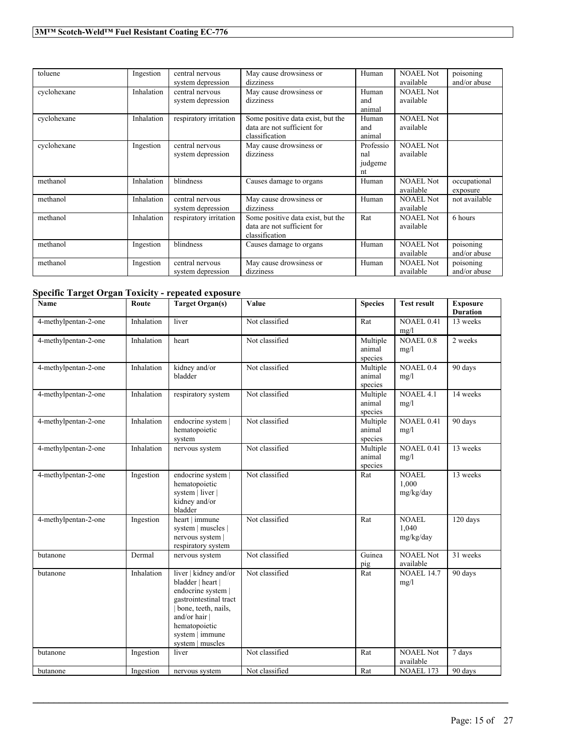| toluene | Ingestion | central nervous system depression | May cause drowsiness or dizziness | Human | NOAEL Not available | poisoning and/or abuse |
|---|---|---|---|---|---|---|
| cyclohexane | Inhalation | central nervous system depression | May cause drowsiness or dizziness | Human and animal | NOAEL Not available | |
| cyclohexane | Inhalation | respiratory irritation | Some positive data exist, but the data are not sufficient for classification | Human and animal | NOAEL Not available | |
| cyclohexane | Ingestion | central nervous system depression | May cause drowsiness or dizziness | Professional judgement | NOAEL Not available | |
| methanol | Inhalation | blindness | Causes damage to organs | Human | NOAEL Not available | occupational exposure |
| methanol | Inhalation | central nervous system depression | May cause drowsiness or dizziness | Human | NOAEL Not available | not available |
| methanol | Inhalation | respiratory irritation | Some positive data exist, but the data are not sufficient for classification | Rat | NOAEL Not available | 6 hours |
| methanol | Ingestion | blindness | Causes damage to organs | Human | NOAEL Not available | poisoning and/or abuse |
| methanol | Ingestion | central nervous system depression | May cause drowsiness or dizziness | Human | NOAEL Not available | poisoning and/or abuse |

### Specific Target Organ Toxicity - repeated exposure

| Name | Route | Target Organ(s) | Value | Species | Test result | Exposure Duration |
|---|---|---|---|---|---|---|
| 4-methylpentan-2-one | Inhalation | liver | Not classified | Rat | NOAEL 0.41 mg/l | 13 weeks |
| 4-methylpentan-2-one | Inhalation | heart | Not classified | Multiple animal species | NOAEL 0.8 mg/l | 2 weeks |
| 4-methylpentan-2-one | Inhalation | kidney and/or bladder | Not classified | Multiple animal species | NOAEL 0.4 mg/l | 90 days |
| 4-methylpentan-2-one | Inhalation | respiratory system | Not classified | Multiple animal species | NOAEL 4.1 mg/l | 14 weeks |
| 4-methylpentan-2-one | Inhalation | endocrine system \| hematopoietic system | Not classified | Multiple animal species | NOAEL 0.41 mg/l | 90 days |
| 4-methylpentan-2-one | Inhalation | nervous system | Not classified | Multiple animal species | NOAEL 0.41 mg/l | 13 weeks |
| 4-methylpentan-2-one | Ingestion | endocrine system \| hematopoietic system \| liver \| kidney and/or bladder | Not classified | Rat | NOAEL 1,000 mg/kg/day | 13 weeks |
| 4-methylpentan-2-one | Ingestion | heart \| immune system \| muscles \| nervous system \| respiratory system | Not classified | Rat | NOAEL 1,040 mg/kg/day | 120 days |
| butanone | Dermal | nervous system | Not classified | Guinea pig | NOAEL Not available | 31 weeks |
| butanone | Inhalation | liver \| kidney and/or bladder \| heart \| endocrine system \| gastrointestinal tract \| bone, teeth, nails, and/or hair \| hematopoietic system \| immune system \| muscles | Not classified | Rat | NOAEL 14.7 mg/l | 90 days |
| butanone | Ingestion | liver | Not classified | Rat | NOAEL Not available | 7 days |
| butanone | Ingestion | nervous system | Not classified | Rat | NOAEL 173 | 90 days |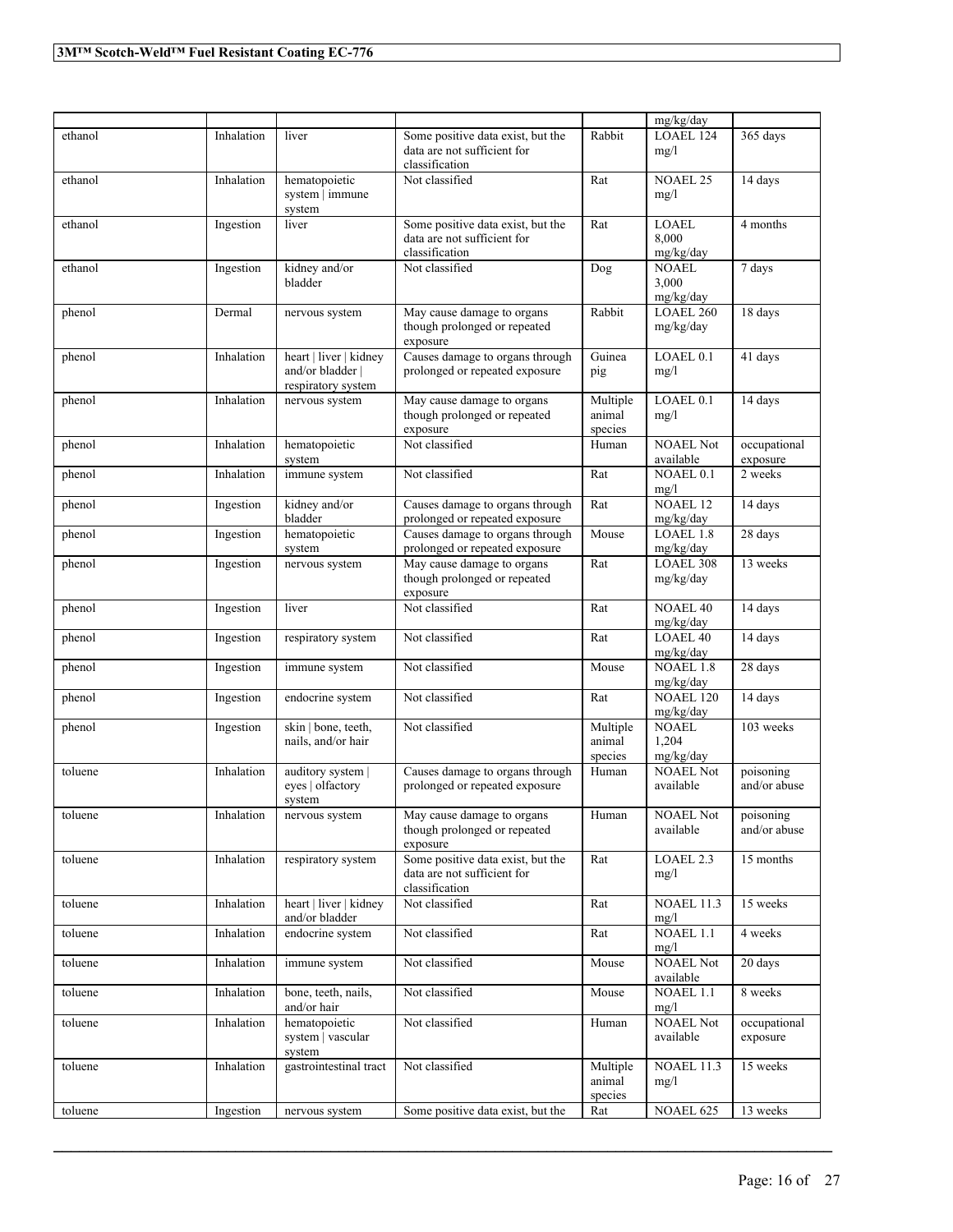| | | | | | mg/kg/day | |
|---|---|---|---|---|---|---|
| ethanol | Inhalation | liver | Some positive data exist, but the data are not sufficient for classification | Rabbit | LOAEL 124 mg/l | 365 days |
| ethanol | Inhalation | hematopoietic system \| immune system | Not classified | Rat | NOAEL 25 mg/l | 14 days |
| ethanol | Ingestion | liver | Some positive data exist, but the data are not sufficient for classification | Rat | LOAEL 8,000 mg/kg/day | 4 months |
| ethanol | Ingestion | kidney and/or bladder | Not classified | Dog | NOAEL 3,000 mg/kg/day | 7 days |
| phenol | Dermal | nervous system | May cause damage to organs though prolonged or repeated exposure | Rabbit | LOAEL 260 mg/kg/day | 18 days |
| phenol | Inhalation | heart \| liver \| kidney and/or bladder \| respiratory system | Causes damage to organs through prolonged or repeated exposure | Guinea pig | LOAEL 0.1 mg/l | 41 days |
| phenol | Inhalation | nervous system | May cause damage to organs though prolonged or repeated exposure | Multiple animal species | LOAEL 0.1 mg/l | 14 days |
| phenol | Inhalation | hematopoietic system | Not classified | Human | NOAEL Not available | occupational exposure |
| phenol | Inhalation | immune system | Not classified | Rat | NOAEL 0.1 mg/l | 2 weeks |
| phenol | Ingestion | kidney and/or bladder | Causes damage to organs through prolonged or repeated exposure | Rat | NOAEL 12 mg/kg/day | 14 days |
| phenol | Ingestion | hematopoietic system | Causes damage to organs through prolonged or repeated exposure | Mouse | LOAEL 1.8 mg/kg/day | 28 days |
| phenol | Ingestion | nervous system | May cause damage to organs though prolonged or repeated exposure | Rat | LOAEL 308 mg/kg/day | 13 weeks |
| phenol | Ingestion | liver | Not classified | Rat | NOAEL 40 mg/kg/day | 14 days |
| phenol | Ingestion | respiratory system | Not classified | Rat | LOAEL 40 mg/kg/day | 14 days |
| phenol | Ingestion | immune system | Not classified | Mouse | NOAEL 1.8 mg/kg/day | 28 days |
| phenol | Ingestion | endocrine system | Not classified | Rat | NOAEL 120 mg/kg/day | 14 days |
| phenol | Ingestion | skin \| bone, teeth, nails, and/or hair | Not classified | Multiple animal species | NOAEL 1,204 mg/kg/day | 103 weeks |
| toluene | Inhalation | auditory system \| eyes \| olfactory system | Causes damage to organs through prolonged or repeated exposure | Human | NOAEL Not available | poisoning and/or abuse |
| toluene | Inhalation | nervous system | May cause damage to organs though prolonged or repeated exposure | Human | NOAEL Not available | poisoning and/or abuse |
| toluene | Inhalation | respiratory system | Some positive data exist, but the data are not sufficient for classification | Rat | LOAEL 2.3 mg/l | 15 months |
| toluene | Inhalation | heart \| liver \| kidney and/or bladder | Not classified | Rat | NOAEL 11.3 mg/l | 15 weeks |
| toluene | Inhalation | endocrine system | Not classified | Rat | NOAEL 1.1 mg/l | 4 weeks |
| toluene | Inhalation | immune system | Not classified | Mouse | NOAEL Not available | 20 days |
| toluene | Inhalation | bone, teeth, nails, and/or hair | Not classified | Mouse | NOAEL 1.1 mg/l | 8 weeks |
| toluene | Inhalation | hematopoietic system \| vascular system | Not classified | Human | NOAEL Not available | occupational exposure |
| toluene | Inhalation | gastrointestinal tract | Not classified | Multiple animal species | NOAEL 11.3 mg/l | 15 weeks |
| toluene | Ingestion | nervous system | Some positive data exist, but the | Rat | NOAEL 625 | 13 weeks |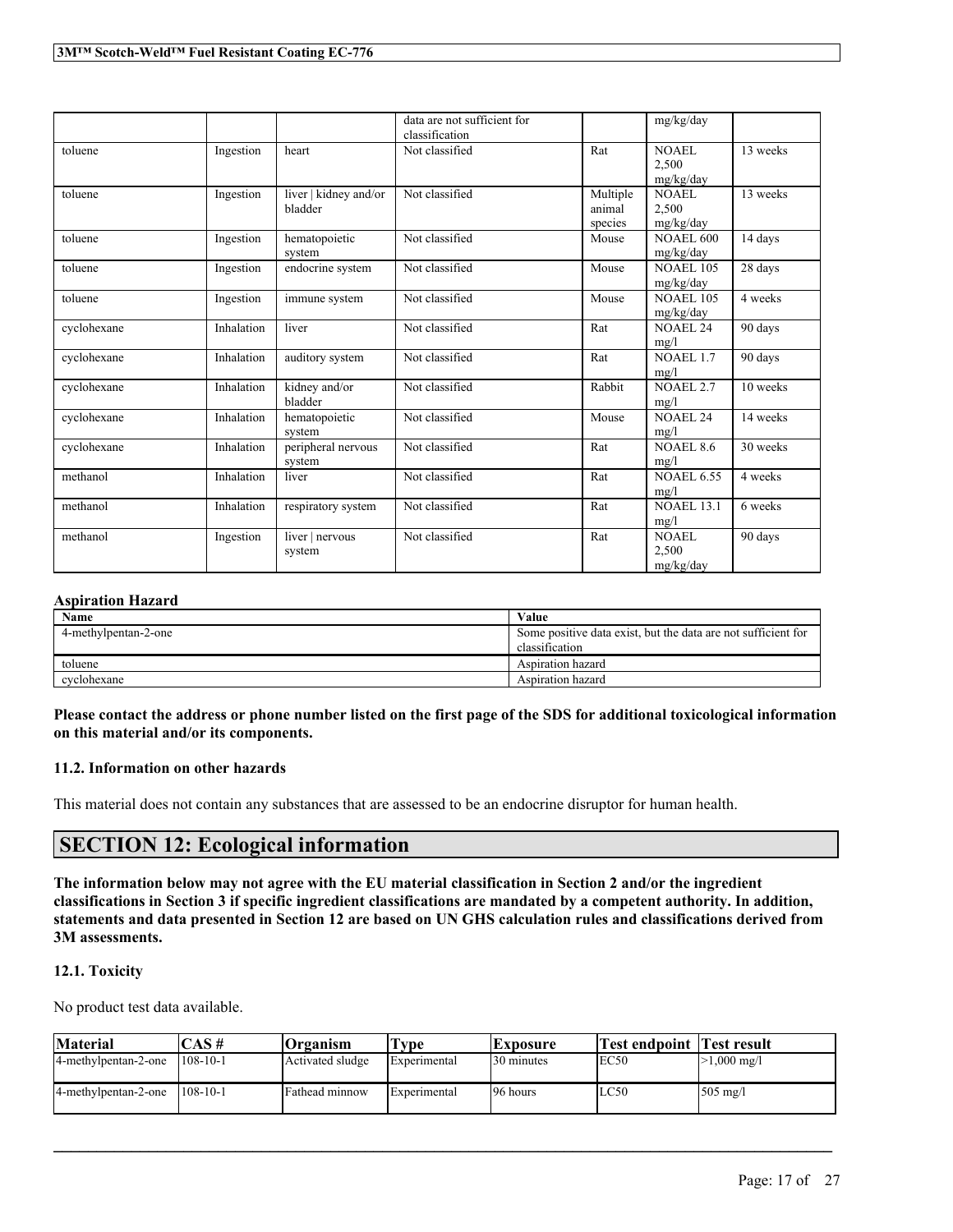|  |  |  | data are not sufficient for classification |  | mg/kg/day |  |
|---|---|---|---|---|---|---|
| toluene | Ingestion | heart | Not classified | Rat | NOAEL 2,500 mg/kg/day | 13 weeks |
| toluene | Ingestion | liver \| kidney and/or bladder | Not classified | Multiple animal species | NOAEL 2,500 mg/kg/day | 13 weeks |
| toluene | Ingestion | hematopoietic system | Not classified | Mouse | NOAEL 600 mg/kg/day | 14 days |
| toluene | Ingestion | endocrine system | Not classified | Mouse | NOAEL 105 mg/kg/day | 28 days |
| toluene | Ingestion | immune system | Not classified | Mouse | NOAEL 105 mg/kg/day | 4 weeks |
| cyclohexane | Inhalation | liver | Not classified | Rat | NOAEL 24 mg/l | 90 days |
| cyclohexane | Inhalation | auditory system | Not classified | Rat | NOAEL 1.7 mg/l | 90 days |
| cyclohexane | Inhalation | kidney and/or bladder | Not classified | Rabbit | NOAEL 2.7 mg/l | 10 weeks |
| cyclohexane | Inhalation | hematopoietic system | Not classified | Mouse | NOAEL 24 mg/l | 14 weeks |
| cyclohexane | Inhalation | peripheral nervous system | Not classified | Rat | NOAEL 8.6 mg/l | 30 weeks |
| methanol | Inhalation | liver | Not classified | Rat | NOAEL 6.55 mg/l | 4 weeks |
| methanol | Inhalation | respiratory system | Not classified | Rat | NOAEL 13.1 mg/l | 6 weeks |
| methanol | Ingestion | liver \| nervous system | Not classified | Rat | NOAEL 2,500 mg/kg/day | 90 days |

#### Aspiration Hazard

| Name | Value |
|---|---|
| 4-methylpentan-2-one | Some positive data exist, but the data are not sufficient for classification |
| toluene | Aspiration hazard |
| cyclohexane | Aspiration hazard |

**Please contact the address or phone number listed on the first page of the SDS for additional toxicological information on this material and/or its components.**

### 11.2. Information on other hazards

This material does not contain any substances that are assessed to be an endocrine disruptor for human health.

## SECTION 12: Ecological information

**The information below may not agree with the EU material classification in Section 2 and/or the ingredient classifications in Section 3 if specific ingredient classifications are mandated by a competent authority. In addition, statements and data presented in Section 12 are based on UN GHS calculation rules and classifications derived from 3M assessments.**

### 12.1. Toxicity

No product test data available.

| Material | CAS # | Organism | Type | Exposure | Test endpoint | Test result |
|---|---|---|---|---|---|---|
| 4-methylpentan-2-one | 108-10-1 | Activated sludge | Experimental | 30 minutes | EC50 | >1,000 mg/l |
| 4-methylpentan-2-one | 108-10-1 | Fathead minnow | Experimental | 96 hours | LC50 | 505 mg/l |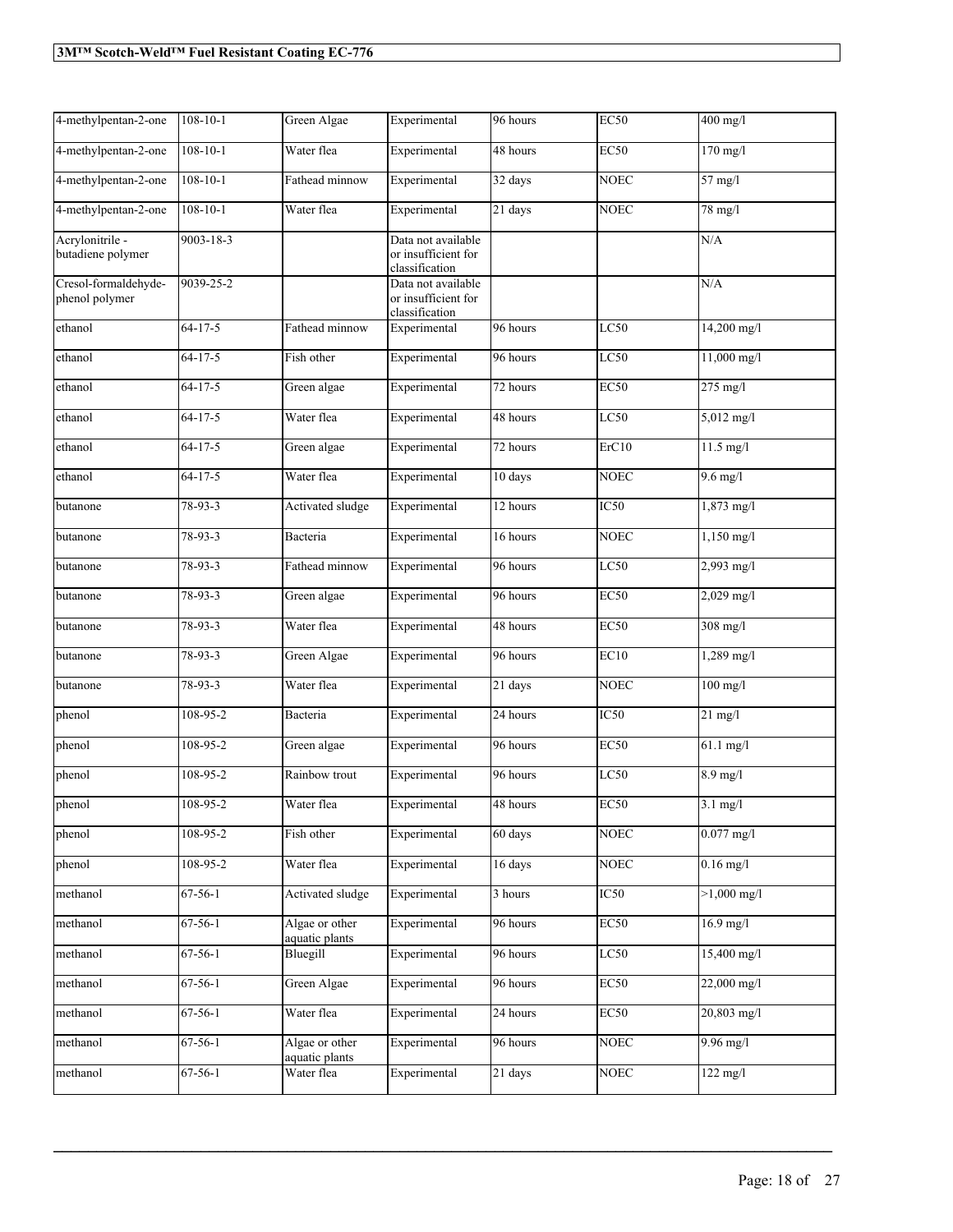| | | | | | | |
|---|---|---|---|---|---|---|
| 4-methylpentan-2-one | 108-10-1 | Green Algae | Experimental | 96 hours | EC50 | 400 mg/l |
| 4-methylpentan-2-one | 108-10-1 | Water flea | Experimental | 48 hours | EC50 | 170 mg/l |
| 4-methylpentan-2-one | 108-10-1 | Fathead minnow | Experimental | 32 days | NOEC | 57 mg/l |
| 4-methylpentan-2-one | 108-10-1 | Water flea | Experimental | 21 days | NOEC | 78 mg/l |
| Acrylonitrile - butadiene polymer | 9003-18-3 | | Data not available or insufficient for classification | | | N/A |
| Cresol-formaldehyde-phenol polymer | 9039-25-2 | | Data not available or insufficient for classification | | | N/A |
| ethanol | 64-17-5 | Fathead minnow | Experimental | 96 hours | LC50 | 14,200 mg/l |
| ethanol | 64-17-5 | Fish other | Experimental | 96 hours | LC50 | 11,000 mg/l |
| ethanol | 64-17-5 | Green algae | Experimental | 72 hours | EC50 | 275 mg/l |
| ethanol | 64-17-5 | Water flea | Experimental | 48 hours | LC50 | 5,012 mg/l |
| ethanol | 64-17-5 | Green algae | Experimental | 72 hours | ErC10 | 11.5 mg/l |
| ethanol | 64-17-5 | Water flea | Experimental | 10 days | NOEC | 9.6 mg/l |
| butanone | 78-93-3 | Activated sludge | Experimental | 12 hours | IC50 | 1,873 mg/l |
| butanone | 78-93-3 | Bacteria | Experimental | 16 hours | NOEC | 1,150 mg/l |
| butanone | 78-93-3 | Fathead minnow | Experimental | 96 hours | LC50 | 2,993 mg/l |
| butanone | 78-93-3 | Green algae | Experimental | 96 hours | EC50 | 2,029 mg/l |
| butanone | 78-93-3 | Water flea | Experimental | 48 hours | EC50 | 308 mg/l |
| butanone | 78-93-3 | Green Algae | Experimental | 96 hours | EC10 | 1,289 mg/l |
| butanone | 78-93-3 | Water flea | Experimental | 21 days | NOEC | 100 mg/l |
| phenol | 108-95-2 | Bacteria | Experimental | 24 hours | IC50 | 21 mg/l |
| phenol | 108-95-2 | Green algae | Experimental | 96 hours | EC50 | 61.1 mg/l |
| phenol | 108-95-2 | Rainbow trout | Experimental | 96 hours | LC50 | 8.9 mg/l |
| phenol | 108-95-2 | Water flea | Experimental | 48 hours | EC50 | 3.1 mg/l |
| phenol | 108-95-2 | Fish other | Experimental | 60 days | NOEC | 0.077 mg/l |
| phenol | 108-95-2 | Water flea | Experimental | 16 days | NOEC | 0.16 mg/l |
| methanol | 67-56-1 | Activated sludge | Experimental | 3 hours | IC50 | >1,000 mg/l |
| methanol | 67-56-1 | Algae or other aquatic plants | Experimental | 96 hours | EC50 | 16.9 mg/l |
| methanol | 67-56-1 | Bluegill | Experimental | 96 hours | LC50 | 15,400 mg/l |
| methanol | 67-56-1 | Green Algae | Experimental | 96 hours | EC50 | 22,000 mg/l |
| methanol | 67-56-1 | Water flea | Experimental | 24 hours | EC50 | 20,803 mg/l |
| methanol | 67-56-1 | Algae or other aquatic plants | Experimental | 96 hours | NOEC | 9.96 mg/l |
| methanol | 67-56-1 | Water flea | Experimental | 21 days | NOEC | 122 mg/l |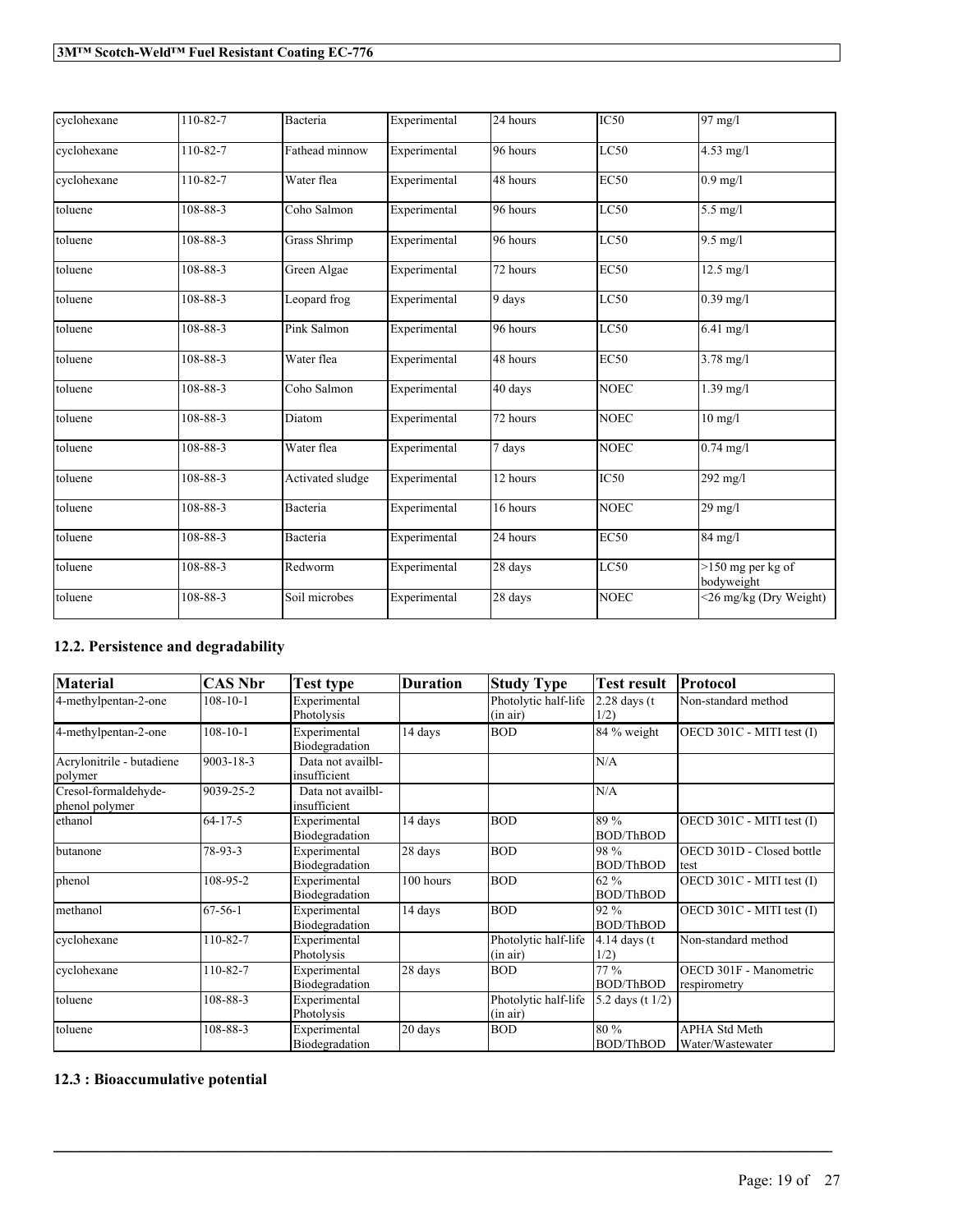| cyclohexane | 110-82-7 | Bacteria | Experimental | 24 hours | IC50 | 97 mg/l |
|---|---|---|---|---|---|---|
| cyclohexane | 110-82-7 | Fathead minnow | Experimental | 96 hours | LC50 | 4.53 mg/l |
| cyclohexane | 110-82-7 | Water flea | Experimental | 48 hours | EC50 | 0.9 mg/l |
| toluene | 108-88-3 | Coho Salmon | Experimental | 96 hours | LC50 | 5.5 mg/l |
| toluene | 108-88-3 | Grass Shrimp | Experimental | 96 hours | LC50 | 9.5 mg/l |
| toluene | 108-88-3 | Green Algae | Experimental | 72 hours | EC50 | 12.5 mg/l |
| toluene | 108-88-3 | Leopard frog | Experimental | 9 days | LC50 | 0.39 mg/l |
| toluene | 108-88-3 | Pink Salmon | Experimental | 96 hours | LC50 | 6.41 mg/l |
| toluene | 108-88-3 | Water flea | Experimental | 48 hours | EC50 | 3.78 mg/l |
| toluene | 108-88-3 | Coho Salmon | Experimental | 40 days | NOEC | 1.39 mg/l |
| toluene | 108-88-3 | Diatom | Experimental | 72 hours | NOEC | 10 mg/l |
| toluene | 108-88-3 | Water flea | Experimental | 7 days | NOEC | 0.74 mg/l |
| toluene | 108-88-3 | Activated sludge | Experimental | 12 hours | IC50 | 292 mg/l |
| toluene | 108-88-3 | Bacteria | Experimental | 16 hours | NOEC | 29 mg/l |
| toluene | 108-88-3 | Bacteria | Experimental | 24 hours | EC50 | 84 mg/l |
| toluene | 108-88-3 | Redworm | Experimental | 28 days | LC50 | >150 mg per kg of bodyweight |
| toluene | 108-88-3 | Soil microbes | Experimental | 28 days | NOEC | <26 mg/kg (Dry Weight) |

## 12.2. Persistence and degradability

| Material | CAS Nbr | Test type | Duration | Study Type | Test result | Protocol |
|---|---|---|---|---|---|---|
| 4-methylpentan-2-one | 108-10-1 | Experimental Photolysis | | Photolytic half-life (in air) | 2.28 days (t 1/2) | Non-standard method |
| 4-methylpentan-2-one | 108-10-1 | Experimental Biodegradation | 14 days | BOD | 84 % weight | OECD 301C - MITI test (I) |
| Acrylonitrile - butadiene polymer | 9003-18-3 | Data not availbl-insufficient | | | N/A | |
| Cresol-formaldehyde-phenol polymer | 9039-25-2 | Data not availbl-insufficient | | | N/A | |
| ethanol | 64-17-5 | Experimental Biodegradation | 14 days | BOD | 89 % BOD/ThBOD | OECD 301C - MITI test (I) |
| butanone | 78-93-3 | Experimental Biodegradation | 28 days | BOD | 98 % BOD/ThBOD | OECD 301D - Closed bottle test |
| phenol | 108-95-2 | Experimental Biodegradation | 100 hours | BOD | 62 % BOD/ThBOD | OECD 301C - MITI test (I) |
| methanol | 67-56-1 | Experimental Biodegradation | 14 days | BOD | 92 % BOD/ThBOD | OECD 301C - MITI test (I) |
| cyclohexane | 110-82-7 | Experimental Photolysis | | Photolytic half-life (in air) | 4.14 days (t 1/2) | Non-standard method |
| cyclohexane | 110-82-7 | Experimental Biodegradation | 28 days | BOD | 77 % BOD/ThBOD | OECD 301F - Manometric respirometry |
| toluene | 108-88-3 | Experimental Photolysis | | Photolytic half-life (in air) | 5.2 days (t 1/2) | |
| toluene | 108-88-3 | Experimental Biodegradation | 20 days | BOD | 80 % BOD/ThBOD | APHA Std Meth Water/Wastewater |

## 12.3 : Bioaccumulative potential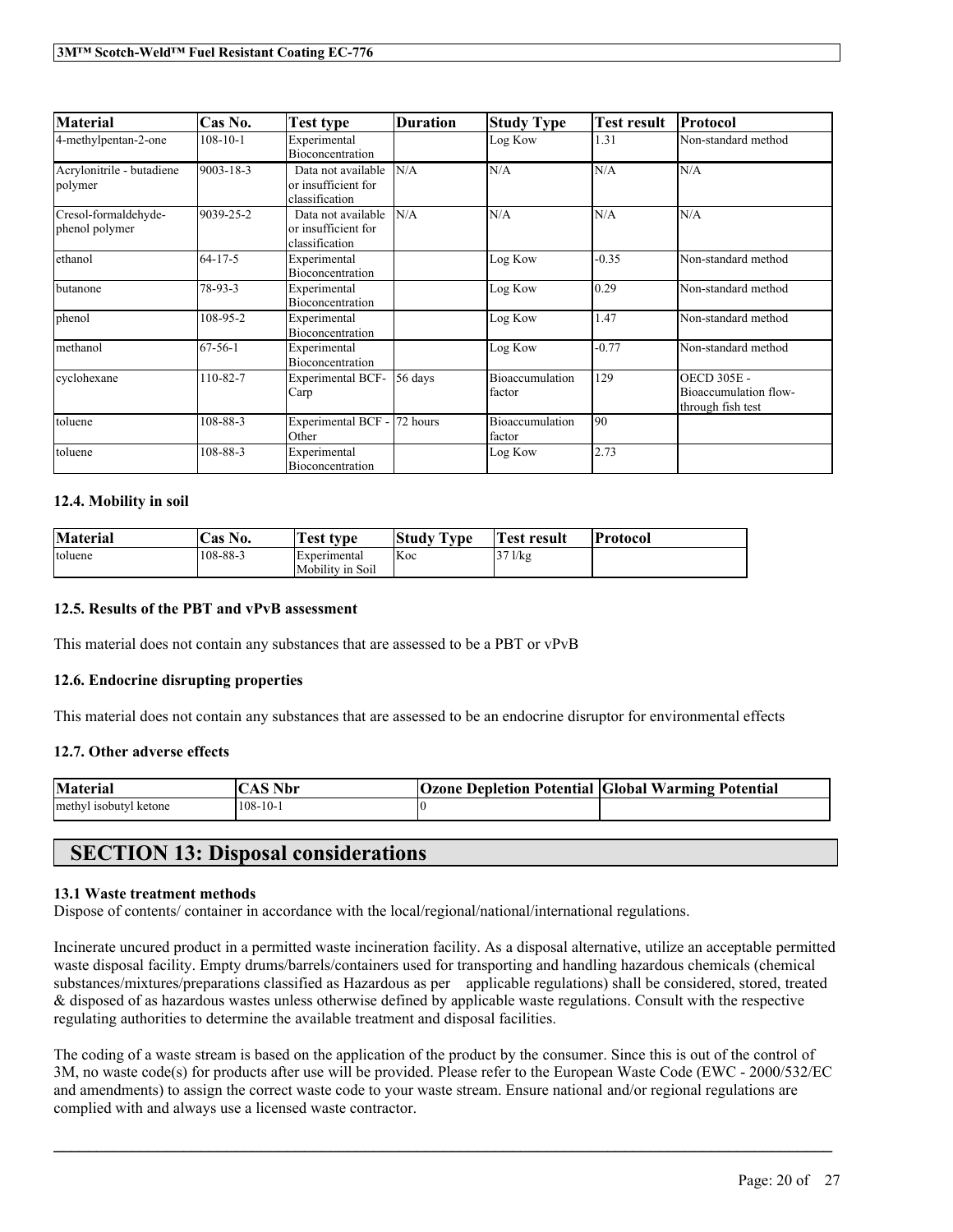| Material | Cas No. | Test type | Duration | Study Type | Test result | Protocol |
|---|---|---|---|---|---|---|
| 4-methylpentan-2-one | 108-10-1 | Experimental Bioconcentration | | Log Kow | 1.31 | Non-standard method |
| Acrylonitrile - butadiene polymer | 9003-18-3 | Data not available or insufficient for classification | N/A | N/A | N/A | N/A |
| Cresol-formaldehyde-phenol polymer | 9039-25-2 | Data not available or insufficient for classification | N/A | N/A | N/A | N/A |
| ethanol | 64-17-5 | Experimental Bioconcentration | | Log Kow | -0.35 | Non-standard method |
| butanone | 78-93-3 | Experimental Bioconcentration | | Log Kow | 0.29 | Non-standard method |
| phenol | 108-95-2 | Experimental Bioconcentration | | Log Kow | 1.47 | Non-standard method |
| methanol | 67-56-1 | Experimental Bioconcentration | | Log Kow | -0.77 | Non-standard method |
| cyclohexane | 110-82-7 | Experimental BCF-Carp | 56 days | Bioaccumulation factor | 129 | OECD 305E - Bioaccumulation flow-through fish test |
| toluene | 108-88-3 | Experimental BCF - Other | 72 hours | Bioaccumulation factor | 90 | |
| toluene | 108-88-3 | Experimental Bioconcentration | | Log Kow | 2.73 | |

### 12.4. Mobility in soil

| Material | Cas No. | Test type | Study Type | Test result | Protocol |
|---|---|---|---|---|---|
| toluene | 108-88-3 | Experimental Mobility in Soil | Koc | 37 l/kg | |

### 12.5. Results of the PBT and vPvB assessment

This material does not contain any substances that are assessed to be a PBT or vPvB

### 12.6. Endocrine disrupting properties

This material does not contain any substances that are assessed to be an endocrine disruptor for environmental effects

### 12.7. Other adverse effects

| Material | CAS Nbr | Ozone Depletion Potential | Global Warming Potential |
|---|---|---|---|
| methyl isobutyl ketone | 108-10-1 | 0 | |

## SECTION 13: Disposal considerations

### 13.1 Waste treatment methods

Dispose of contents/ container in accordance with the local/regional/national/international regulations.

Incinerate uncured product in a permitted waste incineration facility. As a disposal alternative, utilize an acceptable permitted waste disposal facility. Empty drums/barrels/containers used for transporting and handling hazardous chemicals (chemical substances/mixtures/preparations classified as Hazardous as per applicable regulations) shall be considered, stored, treated & disposed of as hazardous wastes unless otherwise defined by applicable waste regulations. Consult with the respective regulating authorities to determine the available treatment and disposal facilities.

The coding of a waste stream is based on the application of the product by the consumer. Since this is out of the control of 3M, no waste code(s) for products after use will be provided. Please refer to the European Waste Code (EWC - 2000/532/EC and amendments) to assign the correct waste code to your waste stream. Ensure national and/or regional regulations are complied with and always use a licensed waste contractor.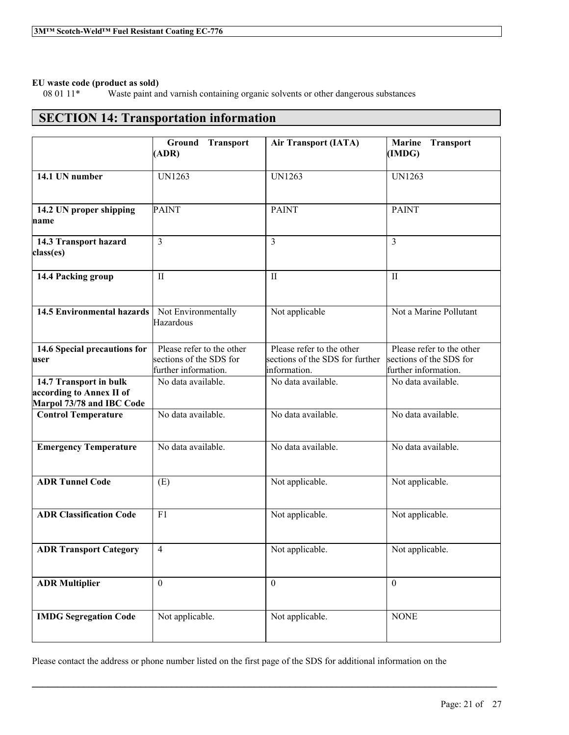**EU waste code (product as sold)**

08 01 11* Waste paint and varnish containing organic solvents or other dangerous substances

## SECTION 14: Transportation information

| | Ground Transport (ADR) | Air Transport (IATA) | Marine Transport (IMDG) |
|---|---|---|---|
| **14.1 UN number** | UN1263 | UN1263 | UN1263 |
| **14.2 UN proper shipping name** | PAINT | PAINT | PAINT |
| **14.3 Transport hazard class(es)** | 3 | 3 | 3 |
| **14.4 Packing group** | II | II | II |
| **14.5 Environmental hazards** | Not Environmentally Hazardous | Not applicable | Not a Marine Pollutant |
| **14.6 Special precautions for user** | Please refer to the other sections of the SDS for further information. | Please refer to the other sections of the SDS for further information. | Please refer to the other sections of the SDS for further information. |
| **14.7 Transport in bulk according to Annex II of Marpol 73/78 and IBC Code** | No data available. | No data available. | No data available. |
| **Control Temperature** | No data available. | No data available. | No data available. |
| **Emergency Temperature** | No data available. | No data available. | No data available. |
| **ADR Tunnel Code** | (E) | Not applicable. | Not applicable. |
| **ADR Classification Code** | F1 | Not applicable. | Not applicable. |
| **ADR Transport Category** | 4 | Not applicable. | Not applicable. |
| **ADR Multiplier** | 0 | 0 | 0 |
| **IMDG Segregation Code** | Not applicable. | Not applicable. | NONE |

Please contact the address or phone number listed on the first page of the SDS for additional information on the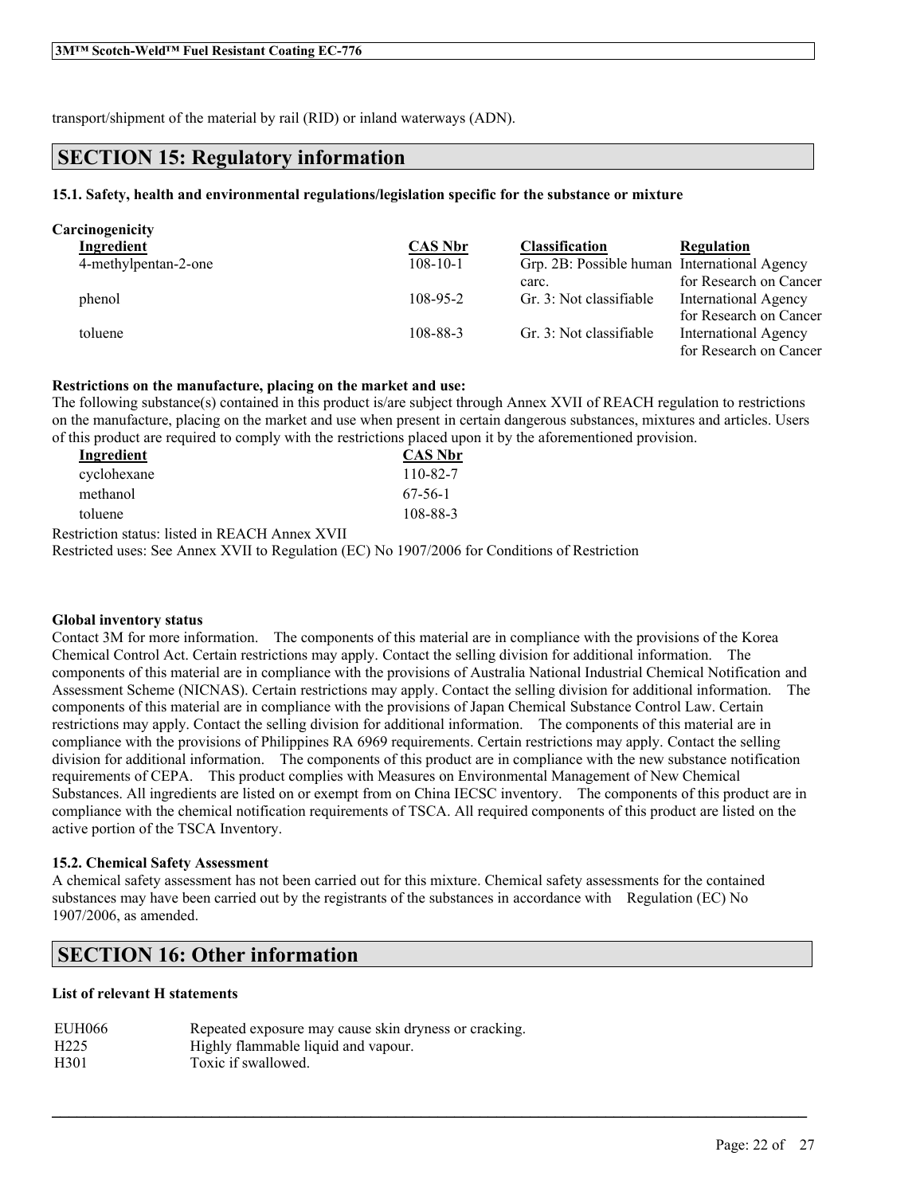transport/shipment of the material by rail (RID) or inland waterways (ADN).

## SECTION 15: Regulatory information

### 15.1. Safety, health and environmental regulations/legislation specific for the substance or mixture

**Carcinogenicity**

| Ingredient | CAS Nbr | Classification | Regulation |
|---|---|---|---|
| 4-methylpentan-2-one | 108-10-1 | Grp. 2B: Possible human carc. | International Agency for Research on Cancer |
| phenol | 108-95-2 | Gr. 3: Not classifiable | International Agency for Research on Cancer |
| toluene | 108-88-3 | Gr. 3: Not classifiable | International Agency for Research on Cancer |

**Restrictions on the manufacture, placing on the market and use:**

The following substance(s) contained in this product is/are subject through Annex XVII of REACH regulation to restrictions on the manufacture, placing on the market and use when present in certain dangerous substances, mixtures and articles. Users of this product are required to comply with the restrictions placed upon it by the aforementioned provision.

| Ingredient | CAS Nbr |
|---|---|
| cyclohexane | 110-82-7 |
| methanol | 67-56-1 |
| toluene | 108-88-3 |

Restriction status: listed in REACH Annex XVII

Restricted uses: See Annex XVII to Regulation (EC) No 1907/2006 for Conditions of Restriction

**Global inventory status**

Contact 3M for more information. The components of this material are in compliance with the provisions of the Korea Chemical Control Act. Certain restrictions may apply. Contact the selling division for additional information. The components of this material are in compliance with the provisions of Australia National Industrial Chemical Notification and Assessment Scheme (NICNAS). Certain restrictions may apply. Contact the selling division for additional information. The components of this material are in compliance with the provisions of Japan Chemical Substance Control Law. Certain restrictions may apply. Contact the selling division for additional information. The components of this material are in compliance with the provisions of Philippines RA 6969 requirements. Certain restrictions may apply. Contact the selling division for additional information. The components of this product are in compliance with the new substance notification requirements of CEPA. This product complies with Measures on Environmental Management of New Chemical Substances. All ingredients are listed on or exempt from on China IECSC inventory. The components of this product are in compliance with the chemical notification requirements of TSCA. All required components of this product are listed on the active portion of the TSCA Inventory.

### 15.2. Chemical Safety Assessment

A chemical safety assessment has not been carried out for this mixture. Chemical safety assessments for the contained substances may have been carried out by the registrants of the substances in accordance with Regulation (EC) No 1907/2006, as amended.

## SECTION 16: Other information

**List of relevant H statements**

| | |
|---|---|
| EUH066 | Repeated exposure may cause skin dryness or cracking. |
| H225 | Highly flammable liquid and vapour. |
| H301 | Toxic if swallowed. |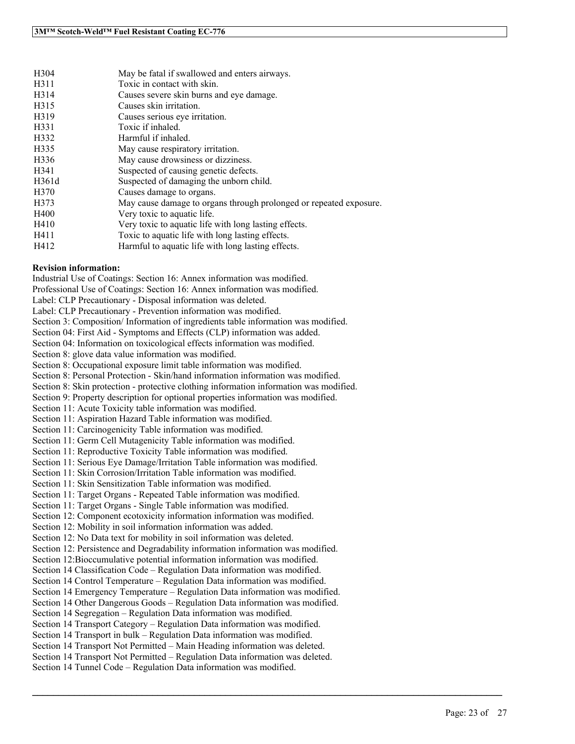| | |
|---|---|
| H304 | May be fatal if swallowed and enters airways. |
| H311 | Toxic in contact with skin. |
| H314 | Causes severe skin burns and eye damage. |
| H315 | Causes skin irritation. |
| H319 | Causes serious eye irritation. |
| H331 | Toxic if inhaled. |
| H332 | Harmful if inhaled. |
| H335 | May cause respiratory irritation. |
| H336 | May cause drowsiness or dizziness. |
| H341 | Suspected of causing genetic defects. |
| H361d | Suspected of damaging the unborn child. |
| H370 | Causes damage to organs. |
| H373 | May cause damage to organs through prolonged or repeated exposure. |
| H400 | Very toxic to aquatic life. |
| H410 | Very toxic to aquatic life with long lasting effects. |
| H411 | Toxic to aquatic life with long lasting effects. |
| H412 | Harmful to aquatic life with long lasting effects. |

**Revision information:**

Industrial Use of Coatings: Section 16: Annex information was modified.
Professional Use of Coatings: Section 16: Annex information was modified.
Label: CLP Precautionary - Disposal information was deleted.
Label: CLP Precautionary - Prevention information was modified.
Section 3: Composition/ Information of ingredients table information was modified.
Section 04: First Aid - Symptoms and Effects (CLP) information was added.
Section 04: Information on toxicological effects information was modified.
Section 8: glove data value information was modified.
Section 8: Occupational exposure limit table information was modified.
Section 8: Personal Protection - Skin/hand information information was modified.
Section 8: Skin protection - protective clothing information information was modified.
Section 9: Property description for optional properties information was modified.
Section 11: Acute Toxicity table information was modified.
Section 11: Aspiration Hazard Table information was modified.
Section 11: Carcinogenicity Table information was modified.
Section 11: Germ Cell Mutagenicity Table information was modified.
Section 11: Reproductive Toxicity Table information was modified.
Section 11: Serious Eye Damage/Irritation Table information was modified.
Section 11: Skin Corrosion/Irritation Table information was modified.
Section 11: Skin Sensitization Table information was modified.
Section 11: Target Organs - Repeated Table information was modified.
Section 11: Target Organs - Single Table information was modified.
Section 12: Component ecotoxicity information information was modified.
Section 12: Mobility in soil information information was added.
Section 12: No Data text for mobility in soil information was deleted.
Section 12: Persistence and Degradability information information was modified.
Section 12:Bioccumulative potential information information was modified.
Section 14 Classification Code – Regulation Data information was modified.
Section 14 Control Temperature – Regulation Data information was modified.
Section 14 Emergency Temperature – Regulation Data information was modified.
Section 14 Other Dangerous Goods – Regulation Data information was modified.
Section 14 Segregation – Regulation Data information was modified.
Section 14 Transport Category – Regulation Data information was modified.
Section 14 Transport in bulk – Regulation Data information was modified.
Section 14 Transport Not Permitted – Main Heading information was deleted.
Section 14 Transport Not Permitted – Regulation Data information was deleted.
Section 14 Tunnel Code – Regulation Data information was modified.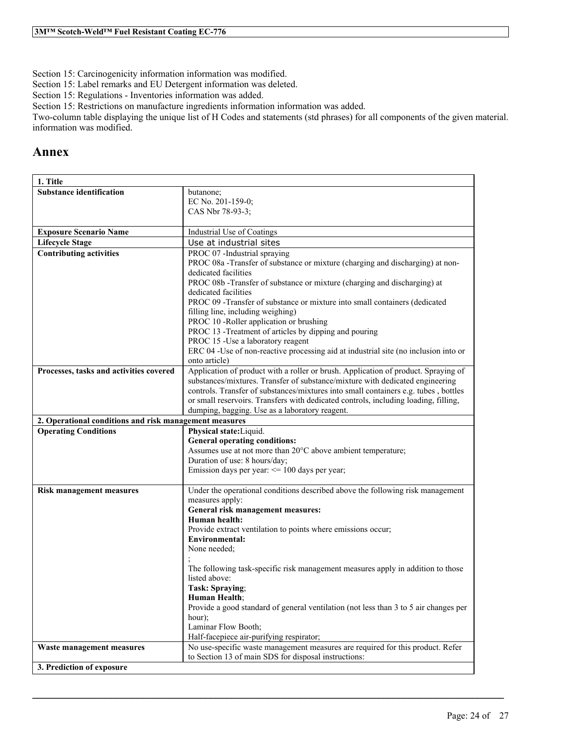Section 15: Carcinogenicity information information was modified.
Section 15: Label remarks and EU Detergent information was deleted.
Section 15: Regulations - Inventories information was added.
Section 15: Restrictions on manufacture ingredients information information was added.
Two-column table displaying the unique list of H Codes and statements (std phrases) for all components of the given material. information was modified.

## Annex

| 1. Title | |
|---|---|
| **Substance identification** | butanone;<br>EC No. 201-159-0;<br>CAS Nbr 78-93-3; |
| **Exposure Scenario Name** | Industrial Use of Coatings |
| **Lifecycle Stage** | Use at industrial sites |
| **Contributing activities** | PROC 07 -Industrial spraying<br>PROC 08a -Transfer of substance or mixture (charging and discharging) at non-dedicated facilities<br>PROC 08b -Transfer of substance or mixture (charging and discharging) at dedicated facilities<br>PROC 09 -Transfer of substance or mixture into small containers (dedicated filling line, including weighing)<br>PROC 10 -Roller application or brushing<br>PROC 13 -Treatment of articles by dipping and pouring<br>PROC 15 -Use a laboratory reagent<br>ERC 04 -Use of non-reactive processing aid at industrial site (no inclusion into or onto article) |
| **Processes, tasks and activities covered** | Application of product with a roller or brush. Application of product. Spraying of substances/mixtures. Transfer of substance/mixture with dedicated engineering controls. Transfer of substances/mixtures into small containers e.g. tubes , bottles or small reservoirs. Transfers with dedicated controls, including loading, filling, dumping, bagging. Use as a laboratory reagent. |
| **2. Operational conditions and risk management measures** | |
| **Operating Conditions** | **Physical state:** Liquid.<br>**General operating conditions:**<br>Assumes use at not more than 20°C above ambient temperature;<br>Duration of use: 8 hours/day;<br>Emission days per year: <= 100 days per year; |
| **Risk management measures** | Under the operational conditions described above the following risk management measures apply:<br>**General risk management measures:**<br>**Human health:**<br>Provide extract ventilation to points where emissions occur;<br>**Environmental:**<br>None needed;<br>;<br>The following task-specific risk management measures apply in addition to those listed above:<br>**Task: Spraying**;<br>**Human Health**;<br>Provide a good standard of general ventilation (not less than 3 to 5 air changes per hour);<br>Laminar Flow Booth;<br>Half-facepiece air-purifying respirator; |
| **Waste management measures** | No use-specific waste management measures are required for this product. Refer to Section 13 of main SDS for disposal instructions: |
| **3. Prediction of exposure** | |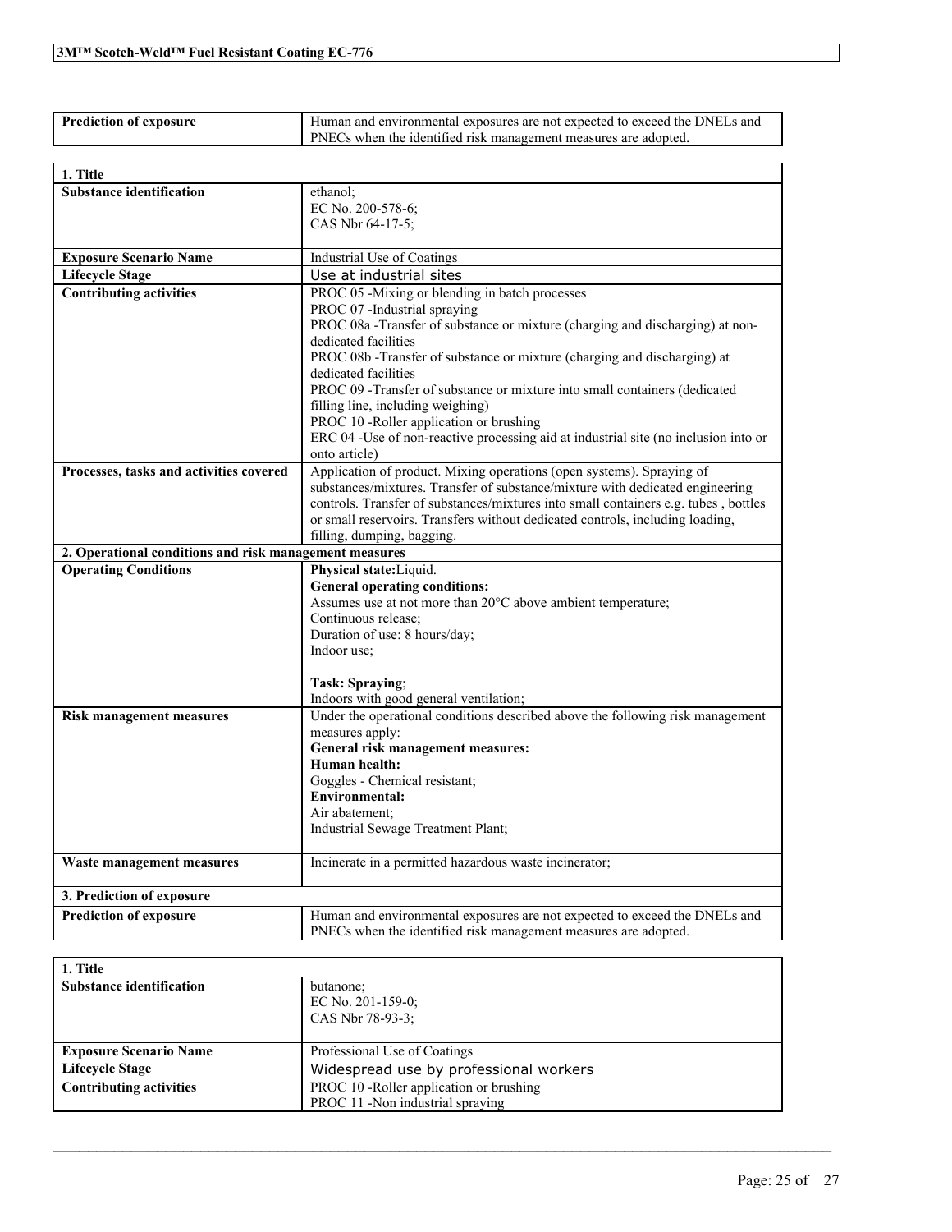| Prediction of exposure | Human and environmental exposures are not expected to exceed the DNELs and PNECs when the identified risk management measures are adopted. |
|---|---|

| 1. Title | |
|---|---|
| **Substance identification** | ethanol;<br>EC No. 200-578-6;<br>CAS Nbr 64-17-5; |
| **Exposure Scenario Name** | Industrial Use of Coatings |
| **Lifecycle Stage** | Use at industrial sites |
| **Contributing activities** | PROC 05 -Mixing or blending in batch processes<br>PROC 07 -Industrial spraying<br>PROC 08a -Transfer of substance or mixture (charging and discharging) at non-dedicated facilities<br>PROC 08b -Transfer of substance or mixture (charging and discharging) at dedicated facilities<br>PROC 09 -Transfer of substance or mixture into small containers (dedicated filling line, including weighing)<br>PROC 10 -Roller application or brushing<br>ERC 04 -Use of non-reactive processing aid at industrial site (no inclusion into or onto article) |
| **Processes, tasks and activities covered** | Application of product. Mixing operations (open systems). Spraying of substances/mixtures. Transfer of substance/mixture with dedicated engineering controls. Transfer of substances/mixtures into small containers e.g. tubes , bottles or small reservoirs. Transfers without dedicated controls, including loading, filling, dumping, bagging. |
| **2. Operational conditions and risk management measures** | |
| **Operating Conditions** | **Physical state:**Liquid.<br>**General operating conditions:**<br>Assumes use at not more than 20°C above ambient temperature;<br>Continuous release;<br>Duration of use: 8 hours/day;<br>Indoor use;<br><br>**Task: Spraying**;<br>Indoors with good general ventilation; |
| **Risk management measures** | Under the operational conditions described above the following risk management measures apply:<br>**General risk management measures:**<br>**Human health:**<br>Goggles - Chemical resistant;<br>**Environmental:**<br>Air abatement;<br>Industrial Sewage Treatment Plant; |
| **Waste management measures** | Incinerate in a permitted hazardous waste incinerator; |
| **3. Prediction of exposure** | |
| **Prediction of exposure** | Human and environmental exposures are not expected to exceed the DNELs and PNECs when the identified risk management measures are adopted. |

| 1. Title | |
|---|---|
| **Substance identification** | butanone;<br>EC No. 201-159-0;<br>CAS Nbr 78-93-3; |
| **Exposure Scenario Name** | Professional Use of Coatings |
| **Lifecycle Stage** | Widespread use by professional workers |
| **Contributing activities** | PROC 10 -Roller application or brushing<br>PROC 11 -Non industrial spraying |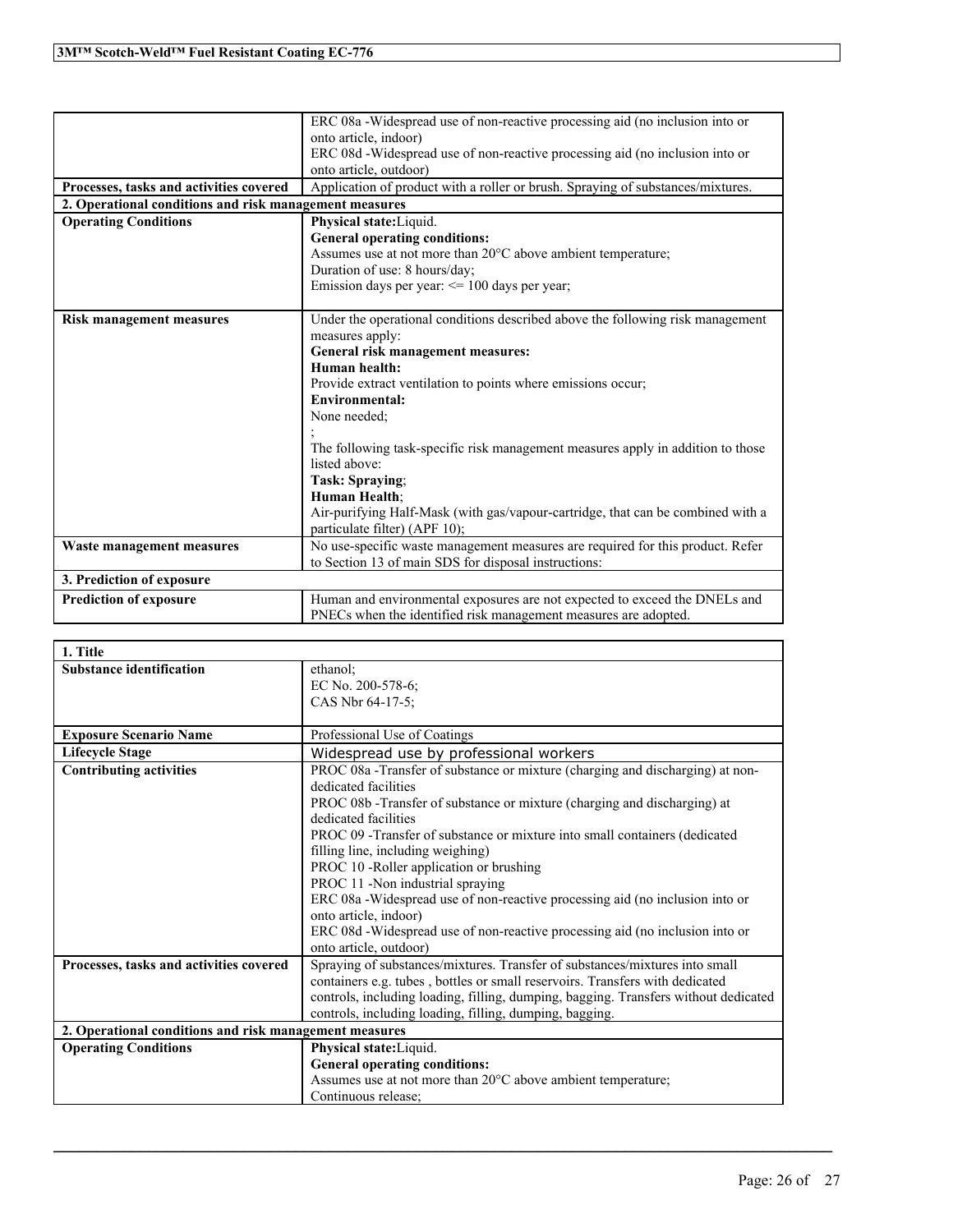| | |
|---|---|
| | ERC 08a -Widespread use of non-reactive processing aid (no inclusion into or onto article, indoor)<br>ERC 08d -Widespread use of non-reactive processing aid (no inclusion into or onto article, outdoor) |
| **Processes, tasks and activities covered** | Application of product with a roller or brush. Spraying of substances/mixtures. |
| **2. Operational conditions and risk management measures** | |
| **Operating Conditions** | **Physical state:**Liquid.<br>**General operating conditions:**<br>Assumes use at not more than 20°C above ambient temperature;<br>Duration of use: 8 hours/day;<br>Emission days per year: <= 100 days per year; |
| **Risk management measures** | Under the operational conditions described above the following risk management measures apply:<br>**General risk management measures:**<br>**Human health:**<br>Provide extract ventilation to points where emissions occur;<br>**Environmental:**<br>None needed;<br>;<br>The following task-specific risk management measures apply in addition to those listed above:<br>**Task: Spraying**;<br>**Human Health**;<br>Air-purifying Half-Mask (with gas/vapour-cartridge, that can be combined with a particulate filter) (APF 10); |
| **Waste management measures** | No use-specific waste management measures are required for this product. Refer to Section 13 of main SDS for disposal instructions: |
| **3. Prediction of exposure** | |
| **Prediction of exposure** | Human and environmental exposures are not expected to exceed the DNELs and PNECs when the identified risk management measures are adopted. |

| **1. Title** | |
|---|---|
| **Substance identification** | ethanol;<br>EC No. 200-578-6;<br>CAS Nbr 64-17-5; |
| **Exposure Scenario Name** | Professional Use of Coatings |
| **Lifecycle Stage** | Widespread use by professional workers |
| **Contributing activities** | PROC 08a -Transfer of substance or mixture (charging and discharging) at non-dedicated facilities<br>PROC 08b -Transfer of substance or mixture (charging and discharging) at dedicated facilities<br>PROC 09 -Transfer of substance or mixture into small containers (dedicated filling line, including weighing)<br>PROC 10 -Roller application or brushing<br>PROC 11 -Non industrial spraying<br>ERC 08a -Widespread use of non-reactive processing aid (no inclusion into or onto article, indoor)<br>ERC 08d -Widespread use of non-reactive processing aid (no inclusion into or onto article, outdoor) |
| **Processes, tasks and activities covered** | Spraying of substances/mixtures. Transfer of substances/mixtures into small containers e.g. tubes , bottles or small reservoirs. Transfers with dedicated controls, including loading, filling, dumping, bagging. Transfers without dedicated controls, including loading, filling, dumping, bagging. |
| **2. Operational conditions and risk management measures** | |
| **Operating Conditions** | **Physical state:**Liquid.<br>**General operating conditions:**<br>Assumes use at not more than 20°C above ambient temperature;<br>Continuous release; |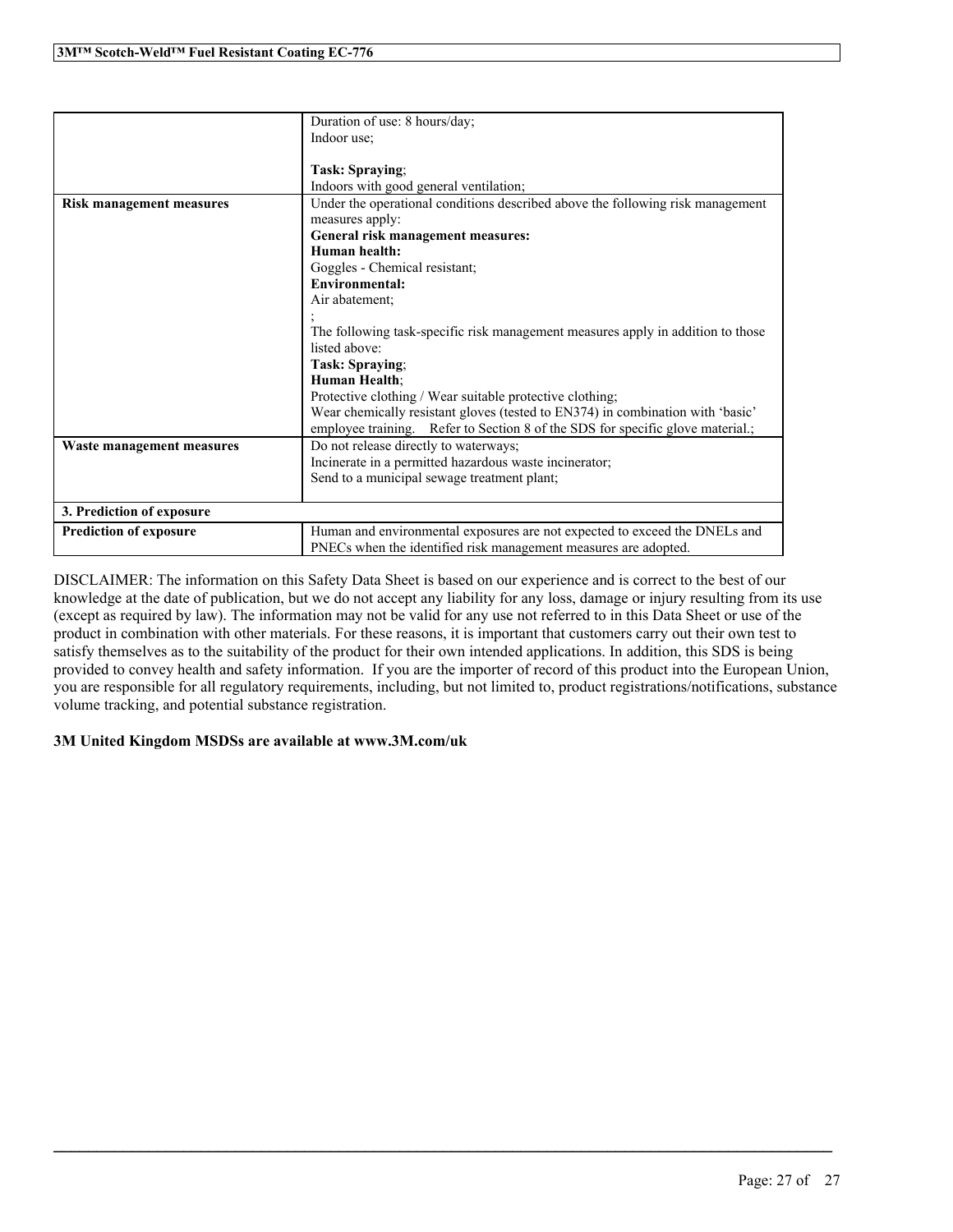| | |
|---|---|
| | Duration of use: 8 hours/day;<br>Indoor use;<br><br>**Task: Spraying**;<br>Indoors with good general ventilation; |
| **Risk management measures** | Under the operational conditions described above the following risk management measures apply:<br>**General risk management measures:**<br>**Human health:**<br>Goggles - Chemical resistant;<br>**Environmental:**<br>Air abatement;<br>;<br>The following task-specific risk management measures apply in addition to those listed above:<br>**Task: Spraying**;<br>**Human Health**;<br>Protective clothing / Wear suitable protective clothing;<br>Wear chemically resistant gloves (tested to EN374) in combination with 'basic' employee training. Refer to Section 8 of the SDS for specific glove material.; |
| **Waste management measures** | Do not release directly to waterways;<br>Incinerate in a permitted hazardous waste incinerator;<br>Send to a municipal sewage treatment plant; |
| **3. Prediction of exposure** | |
| **Prediction of exposure** | Human and environmental exposures are not expected to exceed the DNELs and PNECs when the identified risk management measures are adopted. |

DISCLAIMER: The information on this Safety Data Sheet is based on our experience and is correct to the best of our knowledge at the date of publication, but we do not accept any liability for any loss, damage or injury resulting from its use (except as required by law). The information may not be valid for any use not referred to in this Data Sheet or use of the product in combination with other materials. For these reasons, it is important that customers carry out their own test to satisfy themselves as to the suitability of the product for their own intended applications. In addition, this SDS is being provided to convey health and safety information. If you are the importer of record of this product into the European Union, you are responsible for all regulatory requirements, including, but not limited to, product registrations/notifications, substance volume tracking, and potential substance registration.

**3M United Kingdom MSDSs are available at www.3M.com/uk**